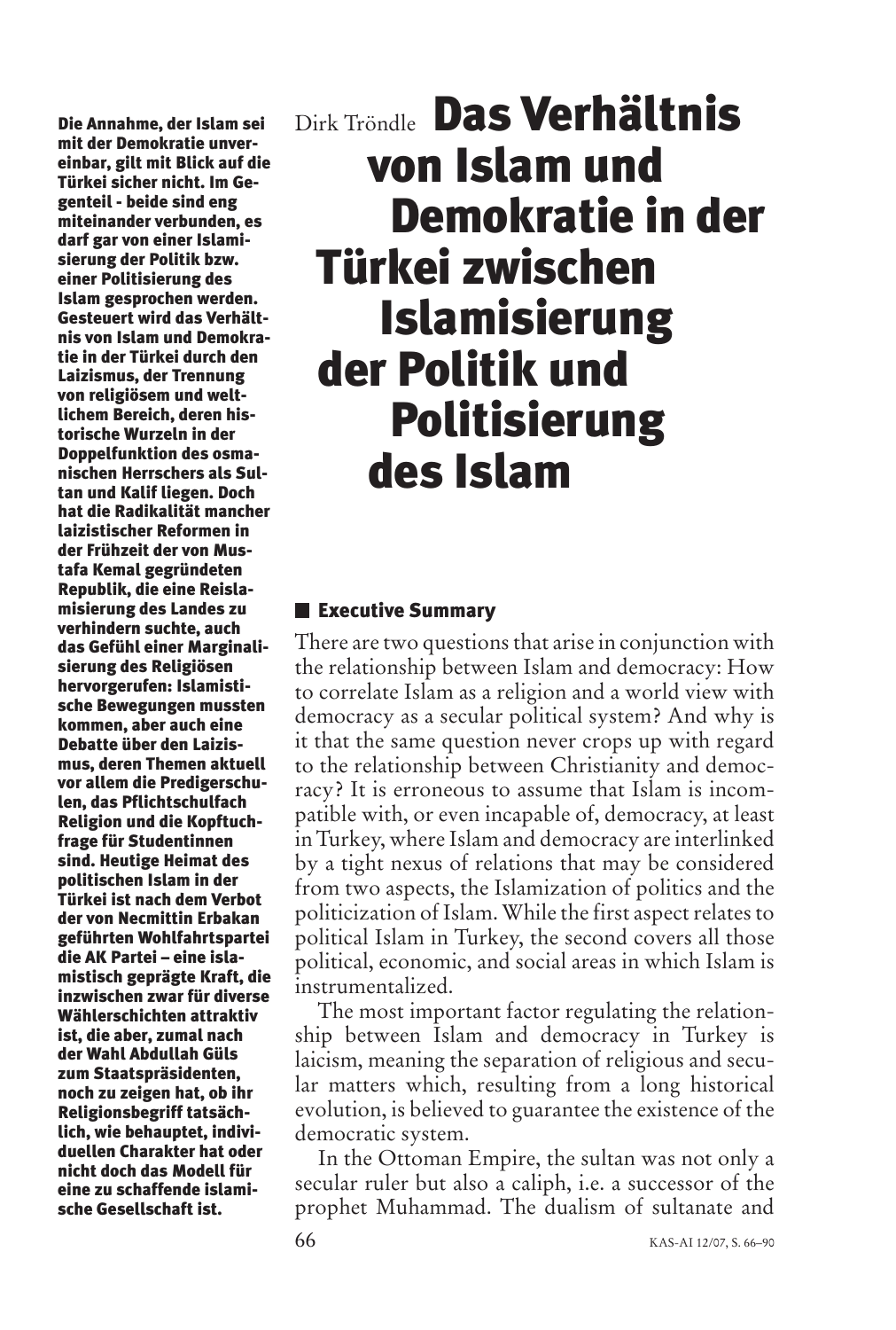Dirk Tröndle

# Das Verhältnis von Islam und Demokratie in der Türkei zwischen Islamisierung der Politik und Politisierung des Islam

**Die Annahme, der Islam sei mit der Demokratie unvereinbar, gilt mit Blick auf die Türkei sicher nicht. Im Gegenteil - beide sind eng miteinander verbunden, es darf gar von einer Islamisierung der Politik bzw. einer Politisierung des Islam gesprochen werden. Gesteuert wird das Verhältnis von Islam und Demokratie in der Türkei durch den Laizismus, der Trennung von religiösem und weltlichem Bereich, deren historische Wurzeln in der Doppelfunktion des osmanischen Herrschers als Sultan und Kalif liegen. Doch hat die Radikalität mancher laizistischer Reformen in der Frühzeit der von Mustafa Kemal gegründeten Republik, die eine Reislamisierung des Landes zu verhindern suchte, auch das Gefühl einer Marginalisierung des Religiösen hervorgerufen: Islamistische Bewegungen mussten kommen, aber auch eine Debatte über den Laizismus, deren Themen aktuell vor allem die Predigerschulen, das Pflichtschulfach Religion und die Kopftuchfrage für Studentinnen sind. Heutige Heimat des politischen Islam in der Türkei ist nach dem Verbot der von Necmittin Erbakan geführten Wohlfahrtspartei die AK Partei – eine islamistisch geprägte Kraft, die inzwischen zwar für diverse Wählerschichten attraktiv ist, die aber, zumal nach der Wahl Abdullah Güls zum Staatspräsidenten, noch zu zeigen hat, ob ihr Religionsbegriff tatsächlich, wie behauptet, individuellen Charakter hat oder nicht doch das Modell für eine zu schaffende islamische Gesellschaft ist.**

## Executive Summary

There are two questions that arise in conjunction with the relationship between Islam and democracy: How to correlate Islam as a religion and a world view with democracy as a secular political system? And why is it that the same question never crops up with regard to the relationship between Christianity and democracy? It is erroneous to assume that Islam is incompatible with, or even incapable of, democracy, at least in Turkey, where Islam and democracy are interlinked by a tight nexus of relations that may be considered from two aspects, the Islamization of politics and the politicization of Islam. While the first aspect relates to political Islam in Turkey, the second covers all those political, economic, and social areas in which Islam is instrumentalized.

The most important factor regulating the relationship between Islam and democracy in Turkey is laicism, meaning the separation of religious and secular matters which, resulting from a long historical evolution, is believed to guarantee the existence of the democratic system.

In the Ottoman Empire, the sultan was not only a secular ruler but also a caliph, i.e. a successor of the prophet Muhammad. The dualism of sultanate and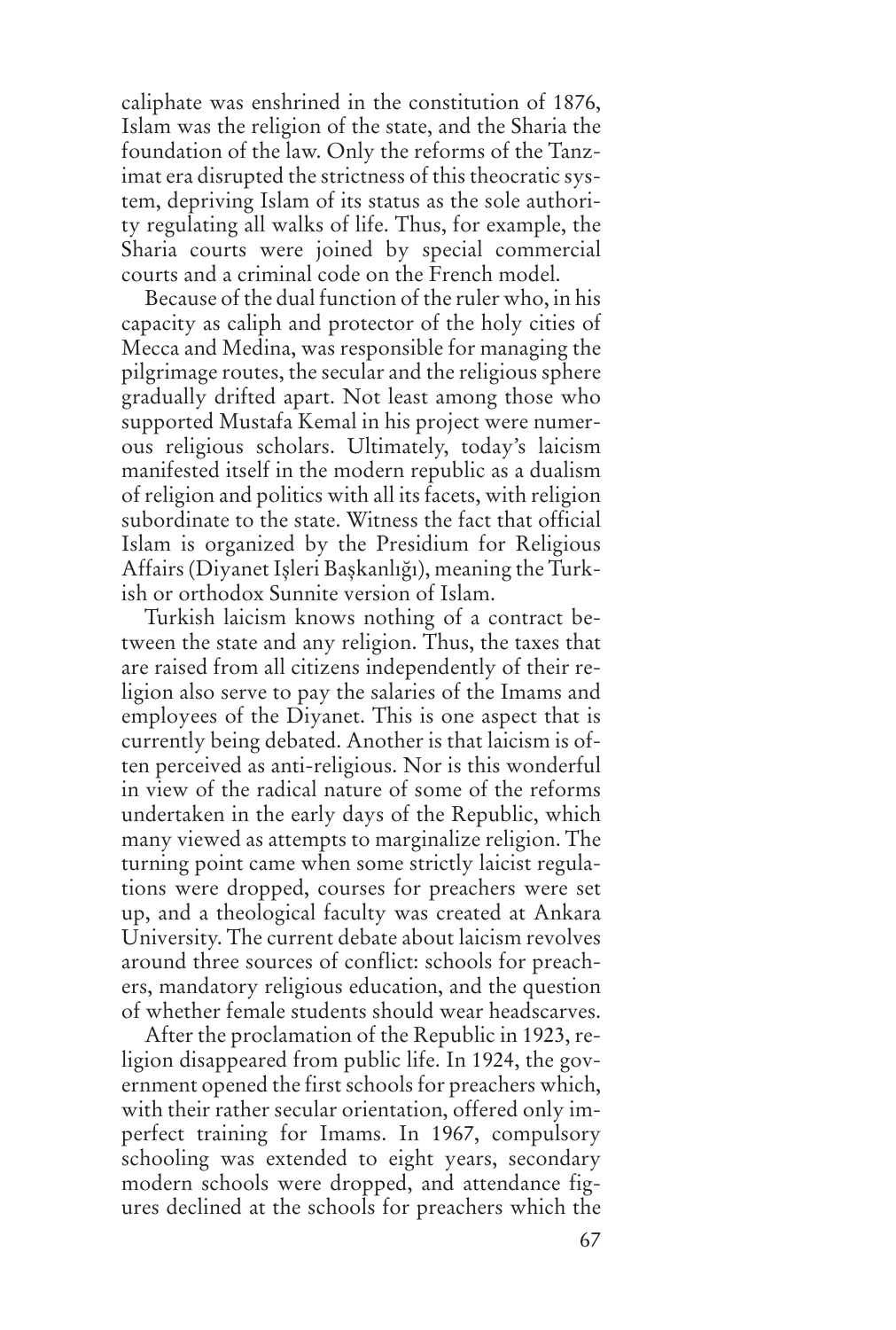caliphate was enshrined in the constitution of 1876, Islam was the religion of the state, and the Sharia the foundation of the law. Only the reforms of the Tanzimat era disrupted the strictness of this theocratic system, depriving Islam of its status as the sole authority regulating all walks of life. Thus, for example, the Sharia courts were joined by special commercial courts and a criminal code on the French model.

Because of the dual function of the ruler who, in his capacity as caliph and protector of the holy cities of Mecca and Medina, was responsible for managing the pilgrimage routes, the secular and the religious sphere gradually drifted apart. Not least among those who supported Mustafa Kemal in his project were numerous religious scholars. Ultimately, today's laicism manifested itself in the modern republic as a dualism of religion and politics with all its facets, with religion subordinate to the state. Witness the fact that official Islam is organized by the Presidium for Religious Affairs (Diyanet Işleri Başkanlığı), meaning the Turkish or orthodox Sunnite version of Islam.

Turkish laicism knows nothing of a contract between the state and any religion. Thus, the taxes that are raised from all citizens independently of their religion also serve to pay the salaries of the Imams and employees of the Diyanet. This is one aspect that is currently being debated. Another is that laicism is often perceived as anti-religious. Nor is this wonderful in view of the radical nature of some of the reforms undertaken in the early days of the Republic, which many viewed as attempts to marginalize religion. The turning point came when some strictly laicist regulations were dropped, courses for preachers were set up, and a theological faculty was created at Ankara University. The current debate about laicism revolves around three sources of conflict: schools for preachers, mandatory religious education, and the question of whether female students should wear headscarves.

After the proclamation of the Republic in 1923, religion disappeared from public life. In 1924, the government opened the first schools for preachers which, with their rather secular orientation, offered only imperfect training for Imams. In 1967, compulsory schooling was extended to eight years, secondary modern schools were dropped, and attendance figures declined at the schools for preachers which the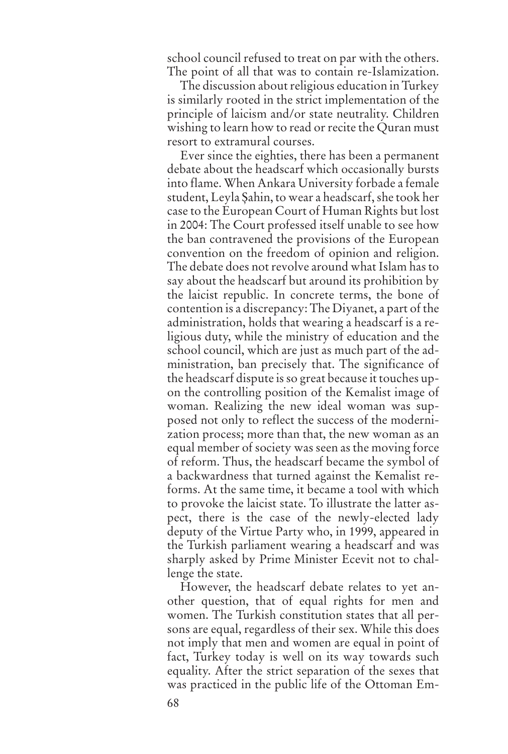school council refused to treat on par with the others. The point of all that was to contain re-Islamization.

The discussion about religious education in Turkey is similarly rooted in the strict implementation of the principle of laicism and/or state neutrality. Children wishing to learn how to read or recite the Quran must resort to extramural courses.

Ever since the eighties, there has been a permanent debate about the headscarf which occasionally bursts into flame. When Ankara University forbade a female student, Leyla Şahin, to wear a headscarf, she took her case to the European Court of Human Rights but lost in 2004: The Court professed itself unable to see how the ban contravened the provisions of the European convention on the freedom of opinion and religion. The debate does not revolve around what Islam has to say about the headscarf but around its prohibition by the laicist republic. In concrete terms, the bone of contention is a discrepancy: The Diyanet, a part of the administration, holds that wearing a headscarf is a religious duty, while the ministry of education and the school council, which are just as much part of the administration, ban precisely that. The significance of the headscarf dispute is so great because it touches upon the controlling position of the Kemalist image of woman. Realizing the new ideal woman was supposed not only to reflect the success of the modernization process; more than that, the new woman as an equal member of society was seen as the moving force of reform. Thus, the headscarf became the symbol of a backwardness that turned against the Kemalist reforms. At the same time, it became a tool with which to provoke the laicist state. To illustrate the latter aspect, there is the case of the newly-elected lady deputy of the Virtue Party who, in 1999, appeared in the Turkish parliament wearing a headscarf and was sharply asked by Prime Minister Ecevit not to challenge the state.

However, the headscarf debate relates to yet another question, that of equal rights for men and women. The Turkish constitution states that all persons are equal, regardless of their sex. While this does not imply that men and women are equal in point of fact, Turkey today is well on its way towards such equality. After the strict separation of the sexes that was practiced in the public life of the Ottoman Em-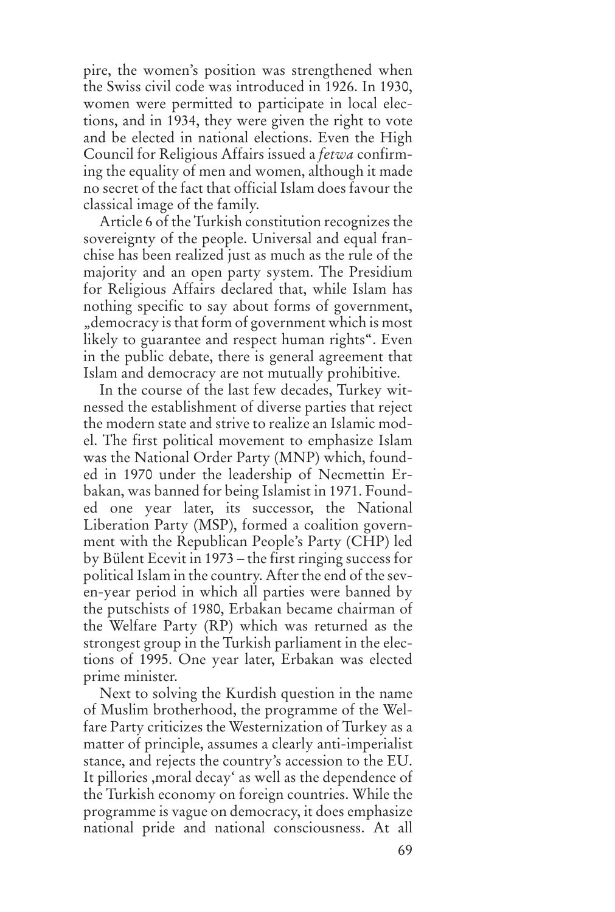pire, the women's position was strengthened when the Swiss civil code was introduced in 1926. In 1930, women were permitted to participate in local elections, and in 1934, they were given the right to vote and be elected in national elections. Even the High Council for Religious Affairs issued a *fetwa* confirming the equality of men and women, although it made no secret of the fact that official Islam does favour the classical image of the family.

Article 6 of the Turkish constitution recognizes the sovereignty of the people. Universal and equal franchise has been realized just as much as the rule of the majority and an open party system. The Presidium for Religious Affairs declared that, while Islam has nothing specific to say about forms of government, „democracy is that form of government which is most likely to guarantee and respect human rights". Even in the public debate, there is general agreement that Islam and democracy are not mutually prohibitive.

In the course of the last few decades, Turkey witnessed the establishment of diverse parties that reject the modern state and strive to realize an Islamic model. The first political movement to emphasize Islam was the National Order Party (MNP) which, founded in 1970 under the leadership of Necmettin Erbakan, was banned for being Islamist in 1971. Founded one year later, its successor, the National Liberation Party (MSP), formed a coalition government with the Republican People's Party (CHP) led by Bülent Ecevit in 1973 – the first ringing success for political Islam in the country. After the end of the seven-year period in which all parties were banned by the putschists of 1980, Erbakan became chairman of the Welfare Party (RP) which was returned as the strongest group in the Turkish parliament in the elections of 1995. One year later, Erbakan was elected prime minister.

Next to solving the Kurdish question in the name of Muslim brotherhood, the programme of the Welfare Party criticizes the Westernization of Turkey as a matter of principle, assumes a clearly anti-imperialist stance, and rejects the country's accession to the EU. It pillories ‚moral decay' as well as the dependence of the Turkish economy on foreign countries. While the programme is vague on democracy, it does emphasize national pride and national consciousness. At all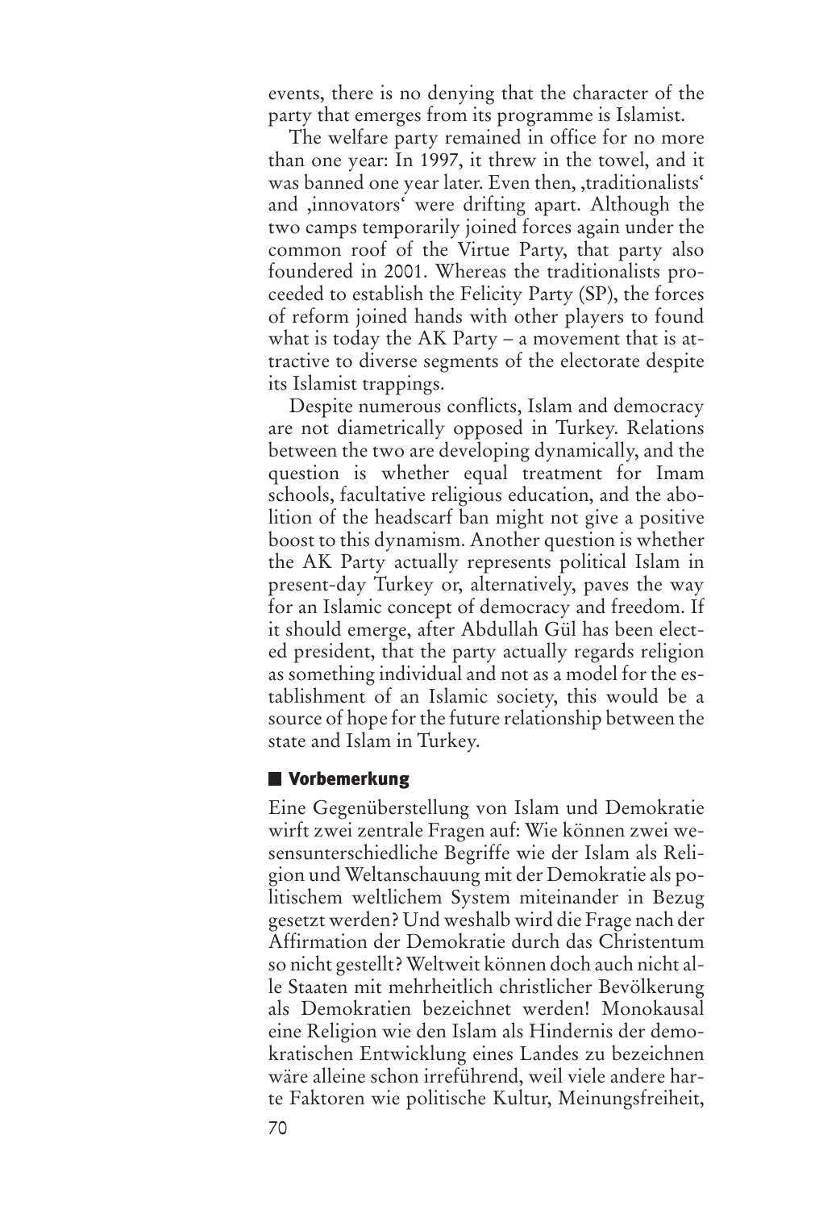events, there is no denying that the character of the party that emerges from its programme is Islamist.

The welfare party remained in office for no more than one year: In 1997, it threw in the towel, and it was banned one year later. Even then, ‚traditionalists' and ‚innovators' were drifting apart. Although the two camps temporarily joined forces again under the common roof of the Virtue Party, that party also foundered in 2001. Whereas the traditionalists proceeded to establish the Felicity Party (SP), the forces of reform joined hands with other players to found what is today the AK Party – a movement that is attractive to diverse segments of the electorate despite its Islamist trappings.

Despite numerous conflicts, Islam and democracy are not diametrically opposed in Turkey. Relations between the two are developing dynamically, and the question is whether equal treatment for Imam schools, facultative religious education, and the abolition of the headscarf ban might not give a positive boost to this dynamism. Another question is whether the AK Party actually represents political Islam in present-day Turkey or, alternatively, paves the way for an Islamic concept of democracy and freedom. If it should emerge, after Abdullah Gül has been elected president, that the party actually regards religion as something individual and not as a model for the establishment of an Islamic society, this would be a source of hope for the future relationship between the state and Islam in Turkey.

## Vorbemerkung

Eine Gegenüberstellung von Islam und Demokratie wirft zwei zentrale Fragen auf: Wie können zwei wesensunterschiedliche Begriffe wie der Islam als Religion und Weltanschauung mit der Demokratie als politischem weltlichem System miteinander in Bezug gesetzt werden? Und weshalb wird die Frage nach der Affirmation der Demokratie durch das Christentum so nicht gestellt? Weltweit können doch auch nicht alle Staaten mit mehrheitlich christlicher Bevölkerung als Demokratien bezeichnet werden! Monokausal eine Religion wie den Islam als Hindernis der demokratischen Entwicklung eines Landes zu bezeichnen wäre alleine schon irreführend, weil viele andere harte Faktoren wie politische Kultur, Meinungsfreiheit,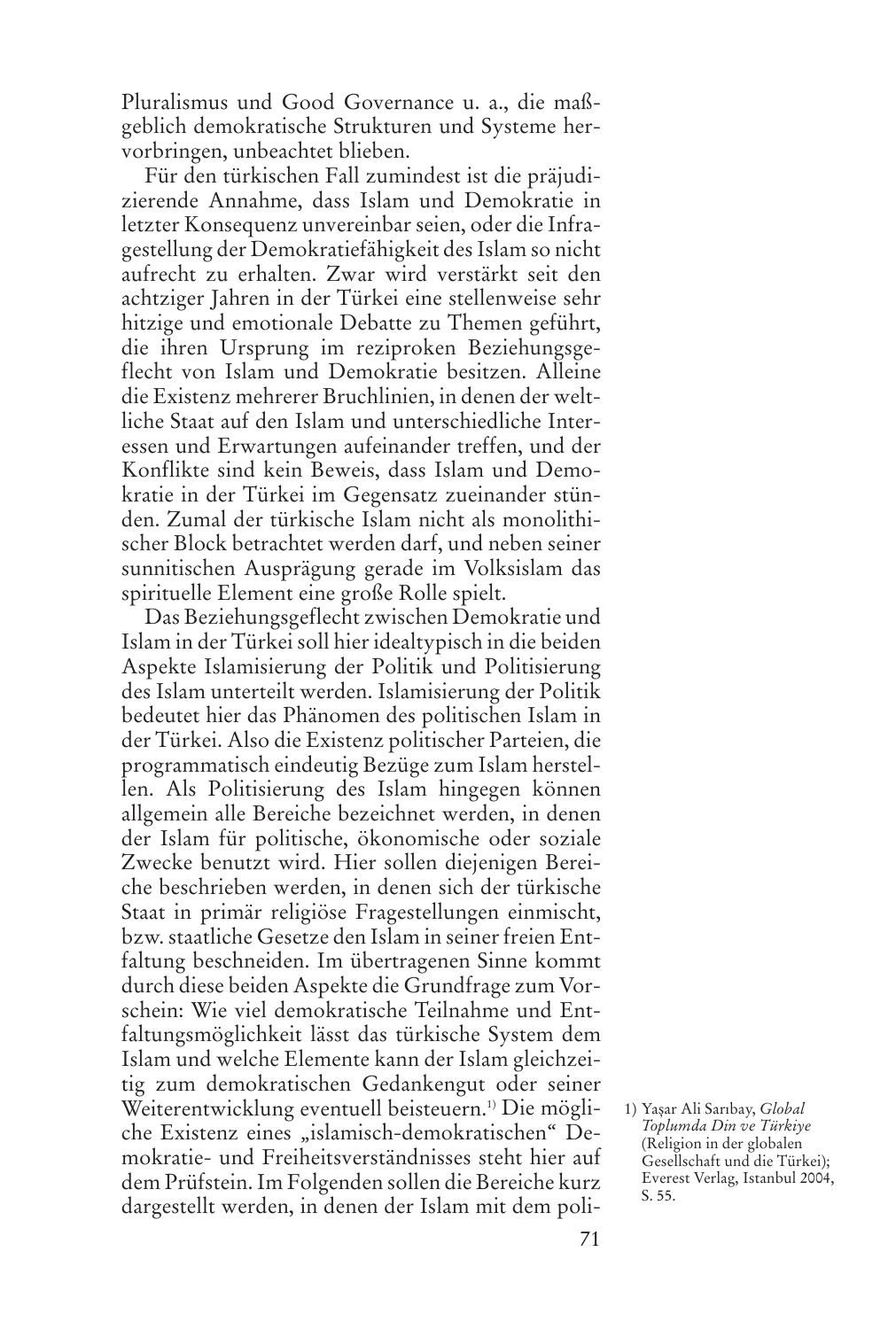Pluralismus und Good Governance u. a., die maßgeblich demokratische Strukturen und Systeme hervorbringen, unbeachtet blieben.

Für den türkischen Fall zumindest ist die präjudizierende Annahme, dass Islam und Demokratie in letzter Konsequenz unvereinbar seien, oder die Infragestellung der Demokratiefähigkeit des Islam so nicht aufrecht zu erhalten. Zwar wird verstärkt seit den achtziger Jahren in der Türkei eine stellenweise sehr hitzige und emotionale Debatte zu Themen geführt, die ihren Ursprung im reziproken Beziehungsgeflecht von Islam und Demokratie besitzen. Alleine die Existenz mehrerer Bruchlinien, in denen der weltliche Staat auf den Islam und unterschiedliche Interessen und Erwartungen aufeinander treffen, und der Konflikte sind kein Beweis, dass Islam und Demokratie in der Türkei im Gegensatz zueinander stünden. Zumal der türkische Islam nicht als monolithischer Block betrachtet werden darf, und neben seiner sunnitischen Ausprägung gerade im Volksislam das spirituelle Element eine große Rolle spielt.

Das Beziehungsgeflecht zwischen Demokratie und Islam in der Türkei soll hier idealtypisch in die beiden Aspekte Islamisierung der Politik und Politisierung des Islam unterteilt werden. Islamisierung der Politik bedeutet hier das Phänomen des politischen Islam in der Türkei. Also die Existenz politischer Parteien, die programmatisch eindeutig Bezüge zum Islam herstellen. Als Politisierung des Islam hingegen können allgemein alle Bereiche bezeichnet werden, in denen der Islam für politische, ökonomische oder soziale Zwecke benutzt wird. Hier sollen diejenigen Bereiche beschrieben werden, in denen sich der türkische Staat in primär religiöse Fragestellungen einmischt, bzw. staatliche Gesetze den Islam in seiner freien Entfaltung beschneiden. Im übertragenen Sinne kommt durch diese beiden Aspekte die Grundfrage zum Vorschein: Wie viel demokratische Teilnahme und Entfaltungsmöglichkeit lässt das türkische System dem Islam und welche Elemente kann der Islam gleichzeitig zum demokratischen Gedankengut oder seiner Weiterentwicklung eventuell beisteuern.[1] Die mögliche Existenz eines „islamisch-demokratischen" Demokratie- und Freiheitsverständnisses steht hier auf dem Prüfstein. Im Folgenden sollen die Bereiche kurz dargestellt werden, in denen der Islam mit dem poli-

1) Yaşar Ali Sarıbay, *Global Toplumda Din ve Türkiye* (Religion in der globalen Gesellschaft und die Türkei); Everest Verlag, Istanbul 2004, S. 55.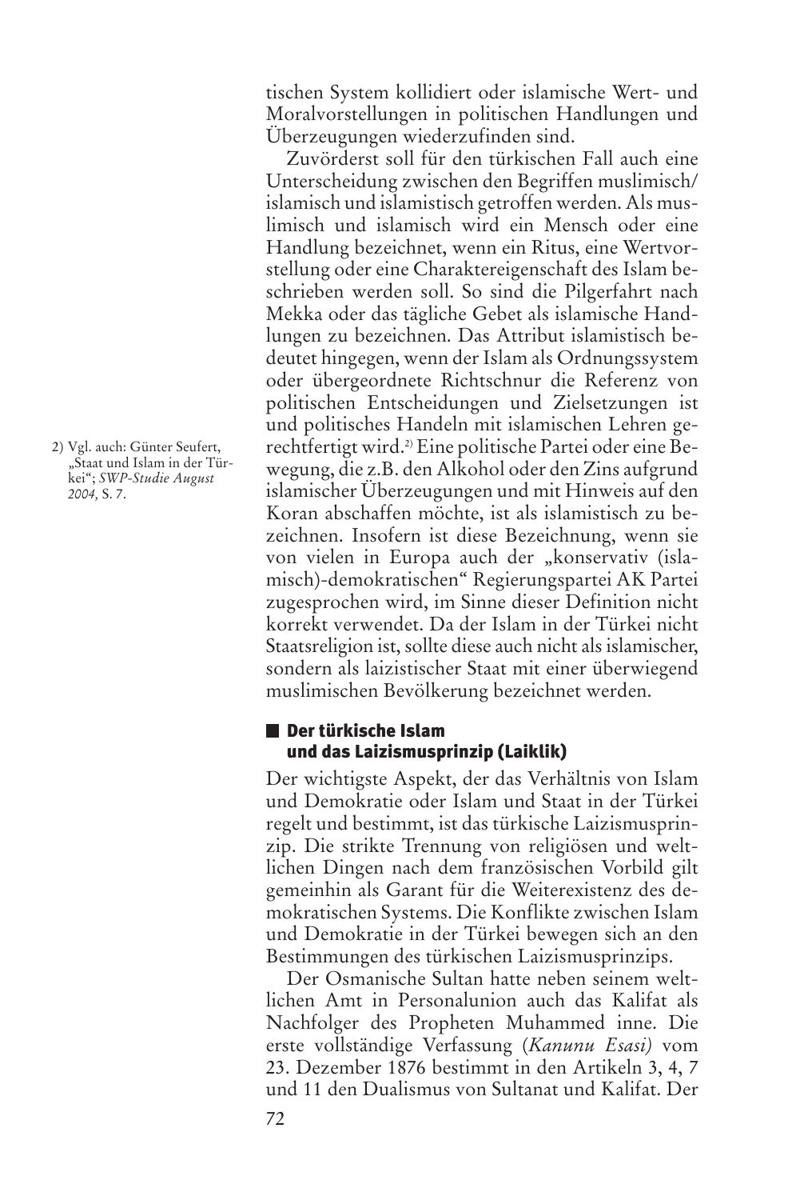tischen System kollidiert oder islamische Wert- und Moralvorstellungen in politischen Handlungen und Überzeugungen wiederzufinden sind.

Zuvörderst soll für den türkischen Fall auch eine Unterscheidung zwischen den Begriffen muslimisch/islamisch und islamistisch getroffen werden. Als muslimisch und islamisch wird ein Mensch oder eine Handlung bezeichnet, wenn ein Ritus, eine Wertvorstellung oder eine Charaktereigenschaft des Islam beschrieben werden soll. So sind die Pilgerfahrt nach Mekka oder das tägliche Gebet als islamische Handlungen zu bezeichnen. Das Attribut islamistisch bedeutet hingegen, wenn der Islam als Ordnungssystem oder übergeordnete Richtschnur die Referenz von politischen Entscheidungen und Zielsetzungen ist und politisches Handeln mit islamischen Lehren gerechtfertigt wird.[2] Eine politische Partei oder eine Bewegung, die z.B. den Alkohol oder den Zins aufgrund islamischer Überzeugungen und mit Hinweis auf den Koran abschaffen möchte, ist als islamistisch zu bezeichnen. Insofern ist diese Bezeichnung, wenn sie von vielen in Europa auch der „konservativ (islamisch)-demokratischen" Regierungspartei AK Partei zugesprochen wird, im Sinne dieser Definition nicht korrekt verwendet. Da der Islam in der Türkei nicht Staatsreligion ist, sollte diese auch nicht als islamischer, sondern als laizistischer Staat mit einer überwiegend muslimischen Bevölkerung bezeichnet werden.

2) Vgl. auch: Günter Seufert, „Staat und Islam in der Türkei"; *SWP-Studie August 2004,* S. 7.

## Der türkische Islam und das Laizismusprinzip (Laiklik)

Der wichtigste Aspekt, der das Verhältnis von Islam und Demokratie oder Islam und Staat in der Türkei regelt und bestimmt, ist das türkische Laizismusprinzip. Die strikte Trennung von religiösen und weltlichen Dingen nach dem französischen Vorbild gilt gemeinhin als Garant für die Weiterexistenz des demokratischen Systems. Die Konflikte zwischen Islam und Demokratie in der Türkei bewegen sich an den Bestimmungen des türkischen Laizismusprinzips.

Der Osmanische Sultan hatte neben seinem weltlichen Amt in Personalunion auch das Kalifat als Nachfolger des Propheten Muhammed inne. Die erste vollständige Verfassung (*Kanunu Esasi)* vom 23. Dezember 1876 bestimmt in den Artikeln 3, 4, 7 und 11 den Dualismus von Sultanat und Kalifat. Der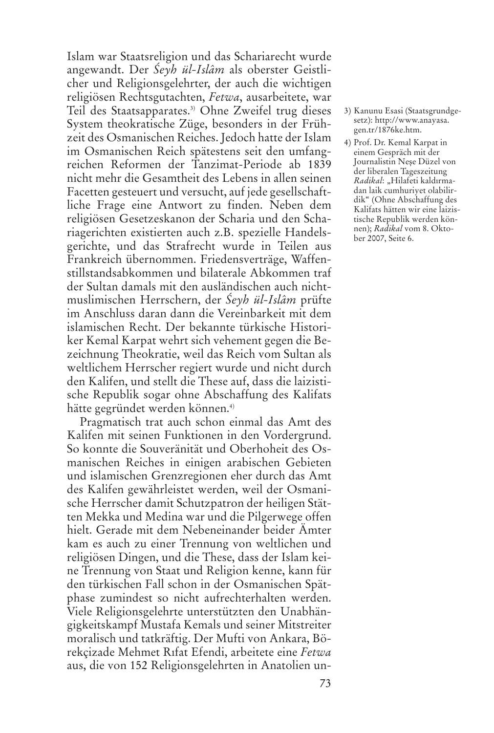Islam war Staatsreligion und das Schariarecht wurde angewandt. Der *Śeyh ül-Islâm* als oberster Geistlicher und Religionsgelehrter, der auch die wichtigen religiösen Rechtsgutachten, *Fetwa*, ausarbeitete, war Teil des Staatsapparates.[3] Ohne Zweifel trug dieses System theokratische Züge, besonders in der Frühzeit des Osmanischen Reiches. Jedoch hatte der Islam im Osmanischen Reich spätestens seit den umfangreichen Reformen der Tanzimat-Periode ab 1839 nicht mehr die Gesamtheit des Lebens in allen seinen Facetten gesteuert und versucht, auf jede gesellschaftliche Frage eine Antwort zu finden. Neben dem religiösen Gesetzeskanon der Scharia und den Schariagerichten existierten auch z.B. spezielle Handelsgerichte, und das Strafrecht wurde in Teilen aus Frankreich übernommen. Friedensverträge, Waffenstillstandsabkommen und bilaterale Abkommen traf der Sultan damals mit den ausländischen auch nichtmuslimischen Herrschern, der *Śeyh ül-Islâm* prüfte im Anschluss daran dann die Vereinbarkeit mit dem islamischen Recht. Der bekannte türkische Historiker Kemal Karpat wehrt sich vehement gegen die Bezeichnung Theokratie, weil das Reich vom Sultan als weltlichem Herrscher regiert wurde und nicht durch den Kalifen, und stellt die These auf, dass die laizistische Republik sogar ohne Abschaffung des Kalifats hätte gegründet werden können.[4]

Pragmatisch trat auch schon einmal das Amt des Kalifen mit seinen Funktionen in den Vordergrund. So konnte die Souveränität und Oberhoheit des Osmanischen Reiches in einigen arabischen Gebieten und islamischen Grenzregionen eher durch das Amt des Kalifen gewährleistet werden, weil der Osmanische Herrscher damit Schutzpatron der heiligen Stätten Mekka und Medina war und die Pilgerwege offen hielt. Gerade mit dem Nebeneinander beider Ämter kam es auch zu einer Trennung von weltlichen und religiösen Dingen, und die These, dass der Islam keine Trennung von Staat und Religion kenne, kann für den türkischen Fall schon in der Osmanischen Spätphase zumindest so nicht aufrechterhalten werden. Viele Religionsgelehrte unterstützten den Unabhängigkeitskampf Mustafa Kemals und seiner Mitstreiter moralisch und tatkräftig. Der Mufti von Ankara, Börekçizade Mehmet Rıfat Efendi, arbeitete eine *Fetwa* aus, die von 152 Religionsgelehrten in Anatolien un-

3) Kanunu Esasi (Staatsgrundgesetz): http://www.anayasa.gen.tr/1876ke.htm.

4) Prof. Dr. Kemal Karpat in einem Gespräch mit der Journalistin Neşe Düzel von der liberalen Tageszeitung *Radikal*: „Hilafeti kaldırmadan laik cumhuriyet olabilirdik" (Ohne Abschaffung des Kalifats hätten wir eine laizistische Republik werden können); *Radikal* vom 8. Oktober 2007, Seite 6.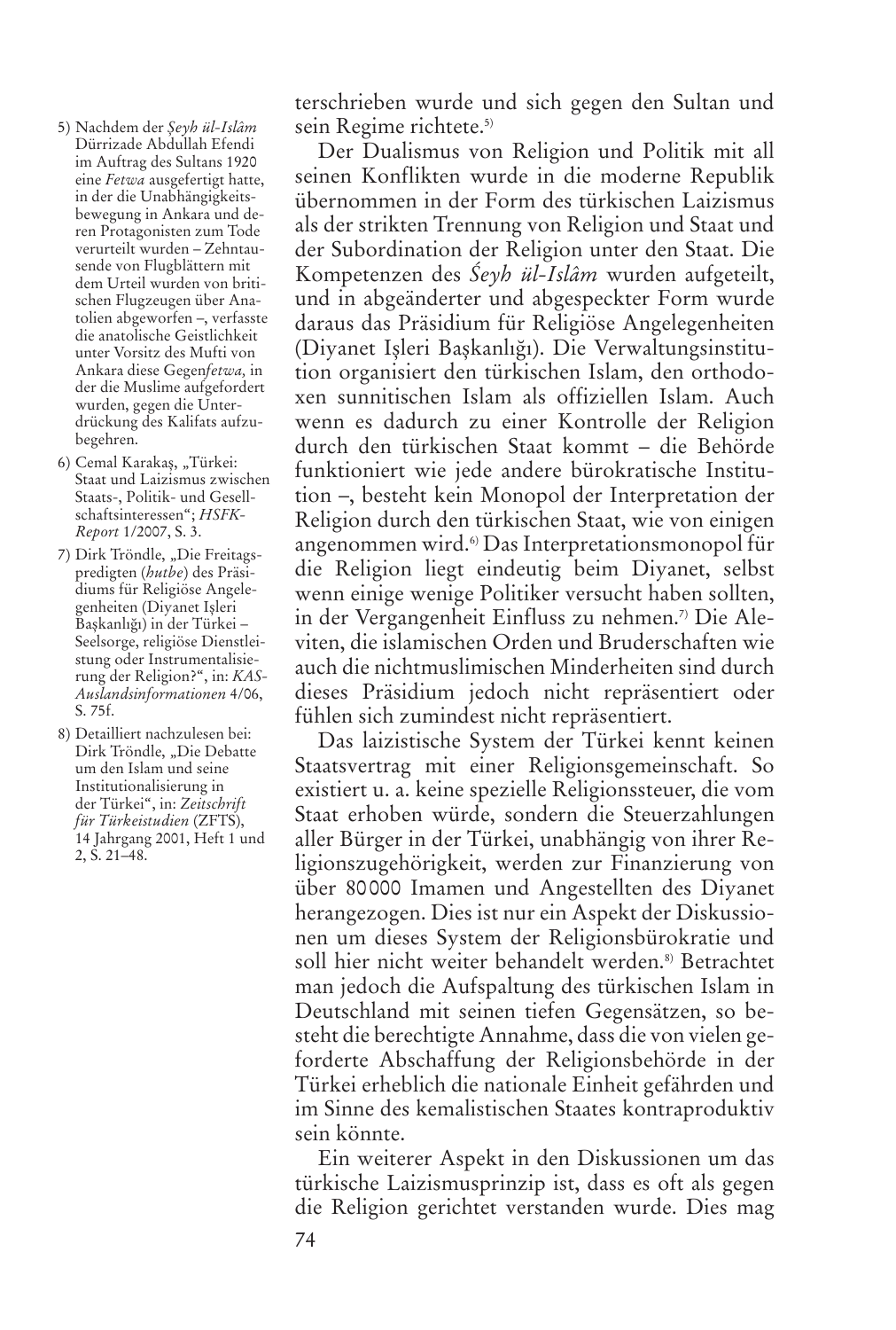terschrieben wurde und sich gegen den Sultan und sein Regime richtete.[5]

Der Dualismus von Religion und Politik mit all seinen Konflikten wurde in die moderne Republik übernommen in der Form des türkischen Laizismus als der strikten Trennung von Religion und Staat und der Subordination der Religion unter den Staat. Die Kompetenzen des *Śeyh ül-Islâm* wurden aufgeteilt, und in abgeänderter und abgespeckter Form wurde daraus das Präsidium für Religiöse Angelegenheiten (Diyanet Işleri Başkanlığı). Die Verwaltungsinstitution organisiert den türkischen Islam, den orthodoxen sunnitischen Islam als offiziellen Islam. Auch wenn es dadurch zu einer Kontrolle der Religion durch den türkischen Staat kommt – die Behörde funktioniert wie jede andere bürokratische Institution –, besteht kein Monopol der Interpretation der Religion durch den türkischen Staat, wie von einigen angenommen wird.[6] Das Interpretationsmonopol für die Religion liegt eindeutig beim Diyanet, selbst wenn einige wenige Politiker versucht haben sollten, in der Vergangenheit Einfluss zu nehmen.[7] Die Aleviten, die islamischen Orden und Bruderschaften wie auch die nichtmuslimischen Minderheiten sind durch dieses Präsidium jedoch nicht repräsentiert oder fühlen sich zumindest nicht repräsentiert.

Das laizistische System der Türkei kennt keinen Staatsvertrag mit einer Religionsgemeinschaft. So existiert u. a. keine spezielle Religionssteuer, die vom Staat erhoben würde, sondern die Steuerzahlungen aller Bürger in der Türkei, unabhängig von ihrer Religionszugehörigkeit, werden zur Finanzierung von über 80000 Imamen und Angestellten des Diyanet herangezogen. Dies ist nur ein Aspekt der Diskussionen um dieses System der Religionsbürokratie und soll hier nicht weiter behandelt werden.[8] Betrachtet man jedoch die Aufspaltung des türkischen Islam in Deutschland mit seinen tiefen Gegensätzen, so besteht die berechtigte Annahme, dass die von vielen geforderte Abschaffung der Religionsbehörde in der Türkei erheblich die nationale Einheit gefährden und im Sinne des kemalistischen Staates kontraproduktiv sein könnte.

Ein weiterer Aspekt in den Diskussionen um das türkische Laizismusprinzip ist, dass es oft als gegen die Religion gerichtet verstanden wurde. Dies mag

---

5) Nachdem der *Şeyh ül-Islâm* Dürrizade Abdullah Efendi im Auftrag des Sultans 1920 eine *Fetwa* ausgefertigt hatte, in der die Unabhängigkeitsbewegung in Ankara und deren Protagonisten zum Tode verurteilt wurden – Zehntausende von Flugblättern mit dem Urteil wurden von britischen Flugzeugen über Anatolien abgeworfen –, verfasste die anatolische Geistlichkeit unter Vorsitz des Mufti von Ankara diese Gegen*fetwa,* in der die Muslime aufgefordert wurden, gegen die Unterdrückung des Kalifats aufzubegehren.

6) Cemal Karakaş, „Türkei: Staat und Laizismus zwischen Staats-, Politik- und Gesellschaftsinteressen“; *HSFK-Report* 1/2007, S. 3.

7) Dirk Tröndle, „Die Freitagspredigten (*hutbe*) des Präsidiums für Religiöse Angelegenheiten (Diyanet Işleri Başkanlığı) in der Türkei – Seelsorge, religiöse Dienstleistung oder Instrumentalisierung der Religion?“, in: *KAS-Auslandsinformationen* 4/06, S. 75f.

8) Detailliert nachzulesen bei: Dirk Tröndle, „Die Debatte um den Islam und seine Institutionalisierung in der Türkei“, in: *Zeitschrift für Türkeistudien* (ZFTS), 14 Jahrgang 2001, Heft 1 und 2, S. 21–48.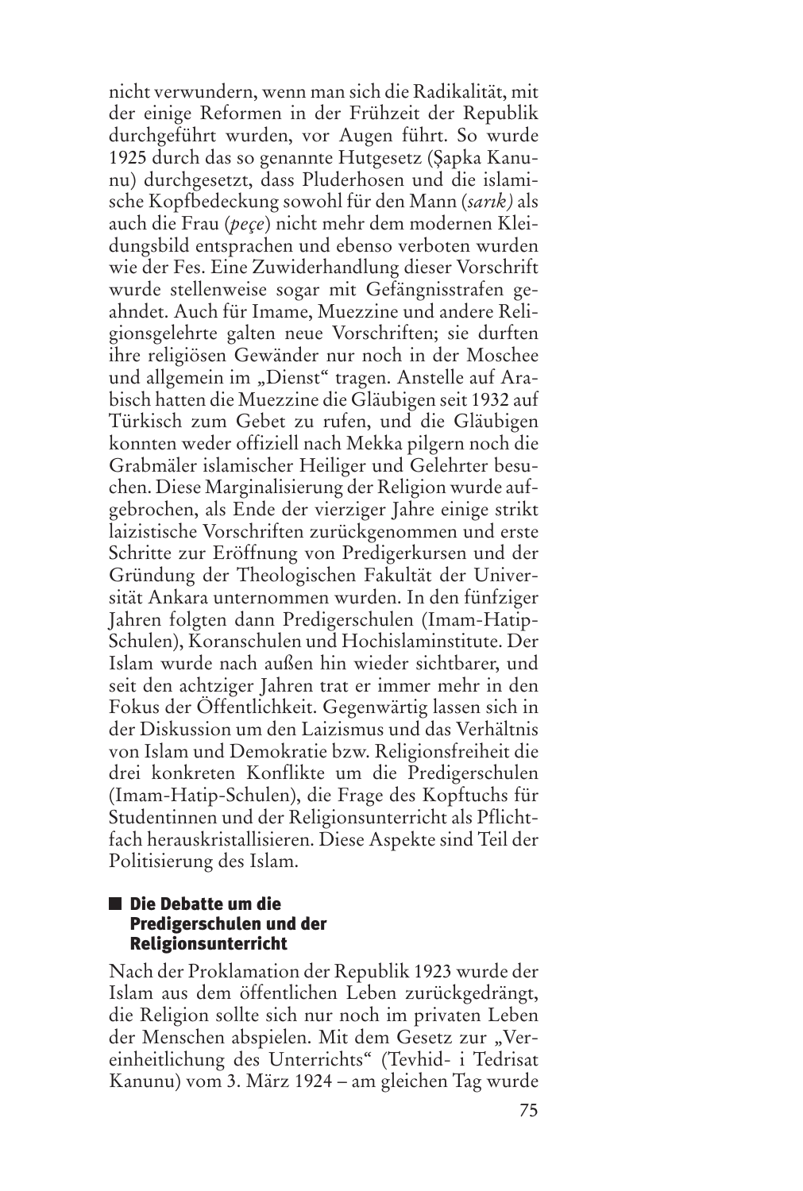nicht verwundern, wenn man sich die Radikalität, mit der einige Reformen in der Frühzeit der Republik durchgeführt wurden, vor Augen führt. So wurde 1925 durch das so genannte Hutgesetz (Şapka Kanunu) durchgesetzt, dass Pluderhosen und die islamische Kopfbedeckung sowohl für den Mann (*sarık)* als auch die Frau (*peçe*) nicht mehr dem modernen Kleidungsbild entsprachen und ebenso verboten wurden wie der Fes. Eine Zuwiderhandlung dieser Vorschrift wurde stellenweise sogar mit Gefängnisstrafen geahndet. Auch für Imame, Muezzine und andere Religionsgelehrte galten neue Vorschriften; sie durften ihre religiösen Gewänder nur noch in der Moschee und allgemein im „Dienst" tragen. Anstelle auf Arabisch hatten die Muezzine die Gläubigen seit 1932 auf Türkisch zum Gebet zu rufen, und die Gläubigen konnten weder offiziell nach Mekka pilgern noch die Grabmäler islamischer Heiliger und Gelehrter besuchen. Diese Marginalisierung der Religion wurde aufgebrochen, als Ende der vierziger Jahre einige strikt laizistische Vorschriften zurückgenommen und erste Schritte zur Eröffnung von Predigerkursen und der Gründung der Theologischen Fakultät der Universität Ankara unternommen wurden. In den fünfziger Jahren folgten dann Predigerschulen (Imam-Hatip-Schulen), Koranschulen und Hochislaminstitute. Der Islam wurde nach außen hin wieder sichtbarer, und seit den achtziger Jahren trat er immer mehr in den Fokus der Öffentlichkeit. Gegenwärtig lassen sich in der Diskussion um den Laizismus und das Verhältnis von Islam und Demokratie bzw. Religionsfreiheit die drei konkreten Konflikte um die Predigerschulen (Imam-Hatip-Schulen), die Frage des Kopftuchs für Studentinnen und der Religionsunterricht als Pflichtfach herauskristallisieren. Diese Aspekte sind Teil der Politisierung des Islam.

## Die Debatte um die Predigerschulen und der Religionsunterricht

Nach der Proklamation der Republik 1923 wurde der Islam aus dem öffentlichen Leben zurückgedrängt, die Religion sollte sich nur noch im privaten Leben der Menschen abspielen. Mit dem Gesetz zur „Vereinheitlichung des Unterrichts" (Tevhid- i Tedrisat Kanunu) vom 3. März 1924 – am gleichen Tag wurde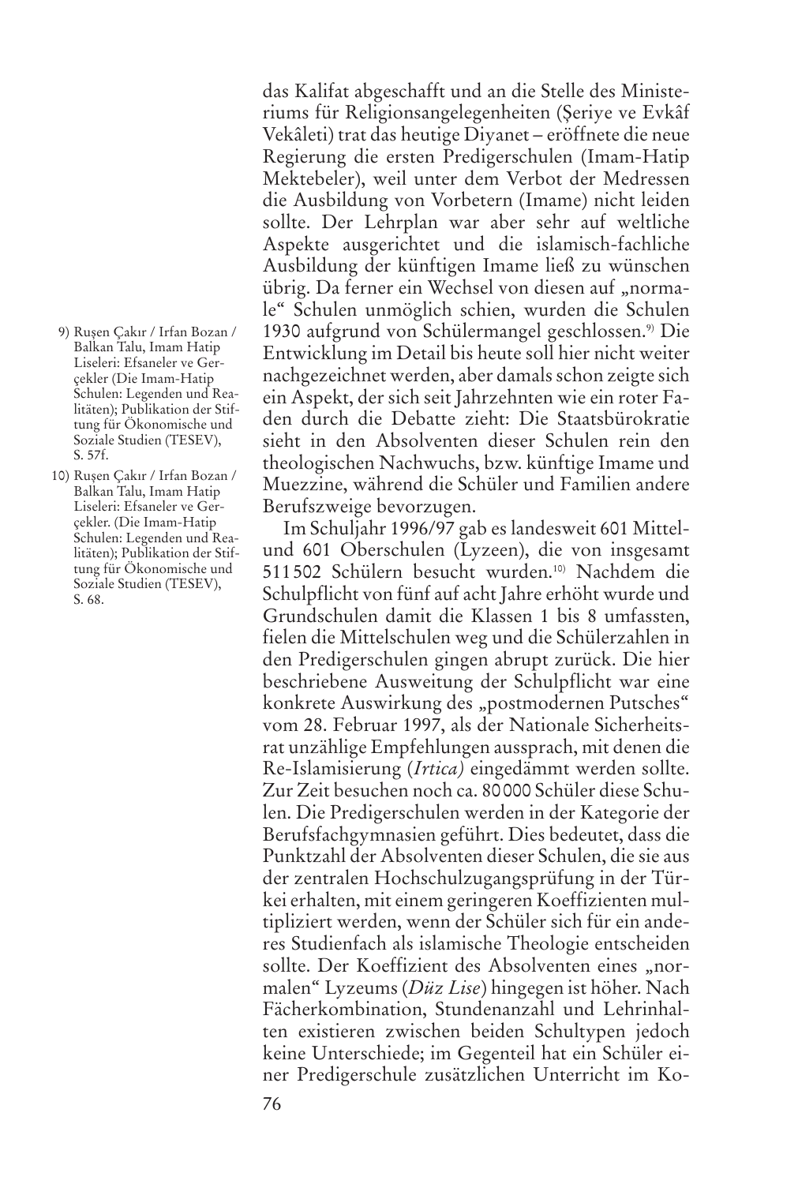das Kalifat abgeschafft und an die Stelle des Ministeriums für Religionsangelegenheiten (Şeriye ve Evkâf Vekâleti) trat das heutige Diyanet – eröffnete die neue Regierung die ersten Predigerschulen (Imam-Hatip Mektebeler), weil unter dem Verbot der Medressen die Ausbildung von Vorbetern (Imame) nicht leiden sollte. Der Lehrplan war aber sehr auf weltliche Aspekte ausgerichtet und die islamisch-fachliche Ausbildung der künftigen Imame ließ zu wünschen übrig. Da ferner ein Wechsel von diesen auf „normale" Schulen unmöglich schien, wurden die Schulen 1930 aufgrund von Schülermangel geschlossen.[9] Die Entwicklung im Detail bis heute soll hier nicht weiter nachgezeichnet werden, aber damals schon zeigte sich ein Aspekt, der sich seit Jahrzehnten wie ein roter Faden durch die Debatte zieht: Die Staatsbürokratie sieht in den Absolventen dieser Schulen rein den theologischen Nachwuchs, bzw. künftige Imame und Muezzine, während die Schüler und Familien andere Berufszweige bevorzugen.

Im Schuljahr 1996/97 gab es landesweit 601 Mittel- und 601 Oberschulen (Lyzeen), die von insgesamt 511502 Schülern besucht wurden.[10] Nachdem die Schulpflicht von fünf auf acht Jahre erhöht wurde und Grundschulen damit die Klassen 1 bis 8 umfassten, fielen die Mittelschulen weg und die Schülerzahlen in den Predigerschulen gingen abrupt zurück. Die hier beschriebene Ausweitung der Schulpflicht war eine konkrete Auswirkung des „postmodernen Putsches" vom 28. Februar 1997, als der Nationale Sicherheitsrat unzählige Empfehlungen aussprach, mit denen die Re-Islamisierung (*Irtica)* eingedämmt werden sollte. Zur Zeit besuchen noch ca. 80000 Schüler diese Schulen. Die Predigerschulen werden in der Kategorie der Berufsfachgymnasien geführt. Dies bedeutet, dass die Punktzahl der Absolventen dieser Schulen, die sie aus der zentralen Hochschulzugangsprüfung in der Türkei erhalten, mit einem geringeren Koeffizienten multipliziert werden, wenn der Schüler sich für ein anderes Studienfach als islamische Theologie entscheiden sollte. Der Koeffizient des Absolventen eines „normalen" Lyzeums (*Düz Lise*) hingegen ist höher. Nach Fächerkombination, Stundenanzahl und Lehrinhalten existieren zwischen beiden Schultypen jedoch keine Unterschiede; im Gegenteil hat ein Schüler einer Predigerschule zusätzlichen Unterricht im Ko-

---

9) Ruşen Çakır / Irfan Bozan / Balkan Talu, Imam Hatip Liseleri: Efsaneler ve Gerçekler (Die Imam-Hatip Schulen: Legenden und Realitäten); Publikation der Stiftung für Ökonomische und Soziale Studien (TESEV), S. 57f.

10) Ruşen Çakır / Irfan Bozan / Balkan Talu, Imam Hatip Liseleri: Efsaneler ve Gerçekler. (Die Imam-Hatip Schulen: Legenden und Realitäten); Publikation der Stiftung für Ökonomische und Soziale Studien (TESEV), S. 68.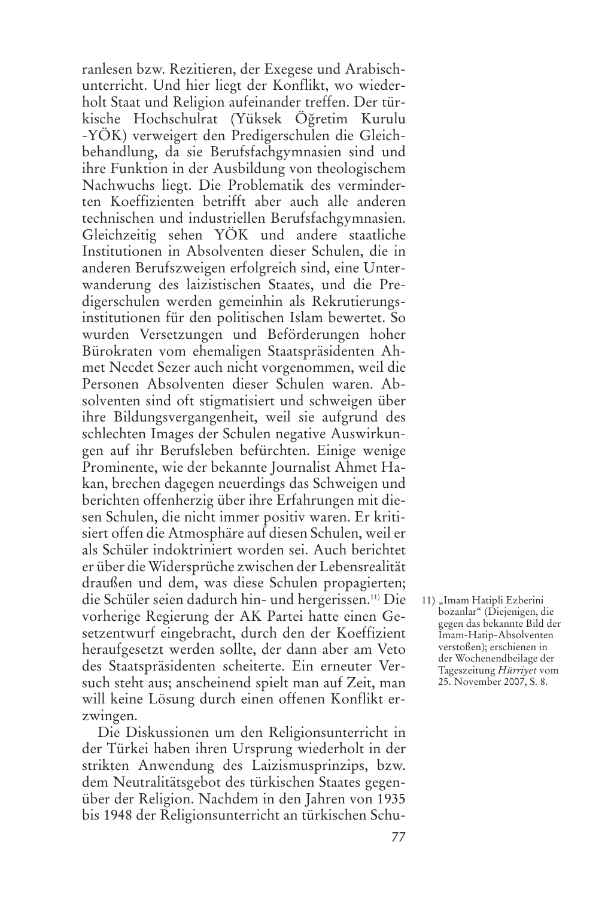ranlesen bzw. Rezitieren, der Exegese und Arabischunterricht. Und hier liegt der Konflikt, wo wiederholt Staat und Religion aufeinander treffen. Der türkische Hochschulrat (Yüksek Öğretim Kurulu -YÖK) verweigert den Predigerschulen die Gleichbehandlung, da sie Berufsfachgymnasien sind und ihre Funktion in der Ausbildung von theologischem Nachwuchs liegt. Die Problematik des verminderten Koeffizienten betrifft aber auch alle anderen technischen und industriellen Berufsfachgymnasien. Gleichzeitig sehen YÖK und andere staatliche Institutionen in Absolventen dieser Schulen, die in anderen Berufszweigen erfolgreich sind, eine Unterwanderung des laizistischen Staates, und die Predigerschulen werden gemeinhin als Rekrutierungsinstitutionen für den politischen Islam bewertet. So wurden Versetzungen und Beförderungen hoher Bürokraten vom ehemaligen Staatspräsidenten Ahmet Necdet Sezer auch nicht vorgenommen, weil die Personen Absolventen dieser Schulen waren. Absolventen sind oft stigmatisiert und schweigen über ihre Bildungsvergangenheit, weil sie aufgrund des schlechten Images der Schulen negative Auswirkungen auf ihr Berufsleben befürchten. Einige wenige Prominente, wie der bekannte Journalist Ahmet Hakan, brechen dagegen neuerdings das Schweigen und berichten offenherzig über ihre Erfahrungen mit diesen Schulen, die nicht immer positiv waren. Er kritisiert offen die Atmosphäre auf diesen Schulen, weil er als Schüler indoktriniert worden sei. Auch berichtet er über die Widersprüche zwischen der Lebensrealität draußen und dem, was diese Schulen propagierten; die Schüler seien dadurch hin- und hergerissen.[11] Die vorherige Regierung der AK Partei hatte einen Gesetzentwurf eingebracht, durch den der Koeffizient heraufgesetzt werden sollte, der dann aber am Veto des Staatspräsidenten scheiterte. Ein erneuter Versuch steht aus; anscheinend spielt man auf Zeit, man will keine Lösung durch einen offenen Konflikt erzwingen.

Die Diskussionen um den Religionsunterricht in der Türkei haben ihren Ursprung wiederholt in der strikten Anwendung des Laizismusprinzips, bzw. dem Neutralitätsgebot des türkischen Staates gegenüber der Religion. Nachdem in den Jahren von 1935 bis 1948 der Religionsunterricht an türkischen Schu-

11) „Imam Hatipli Ezberini bozanlar" (Diejenigen, die gegen das bekannte Bild der Imam-Hatip-Absolventen verstoßen); erschienen in der Wochenendbeilage der Tageszeitung *Hürriyet* vom 25. November 2007, S. 8.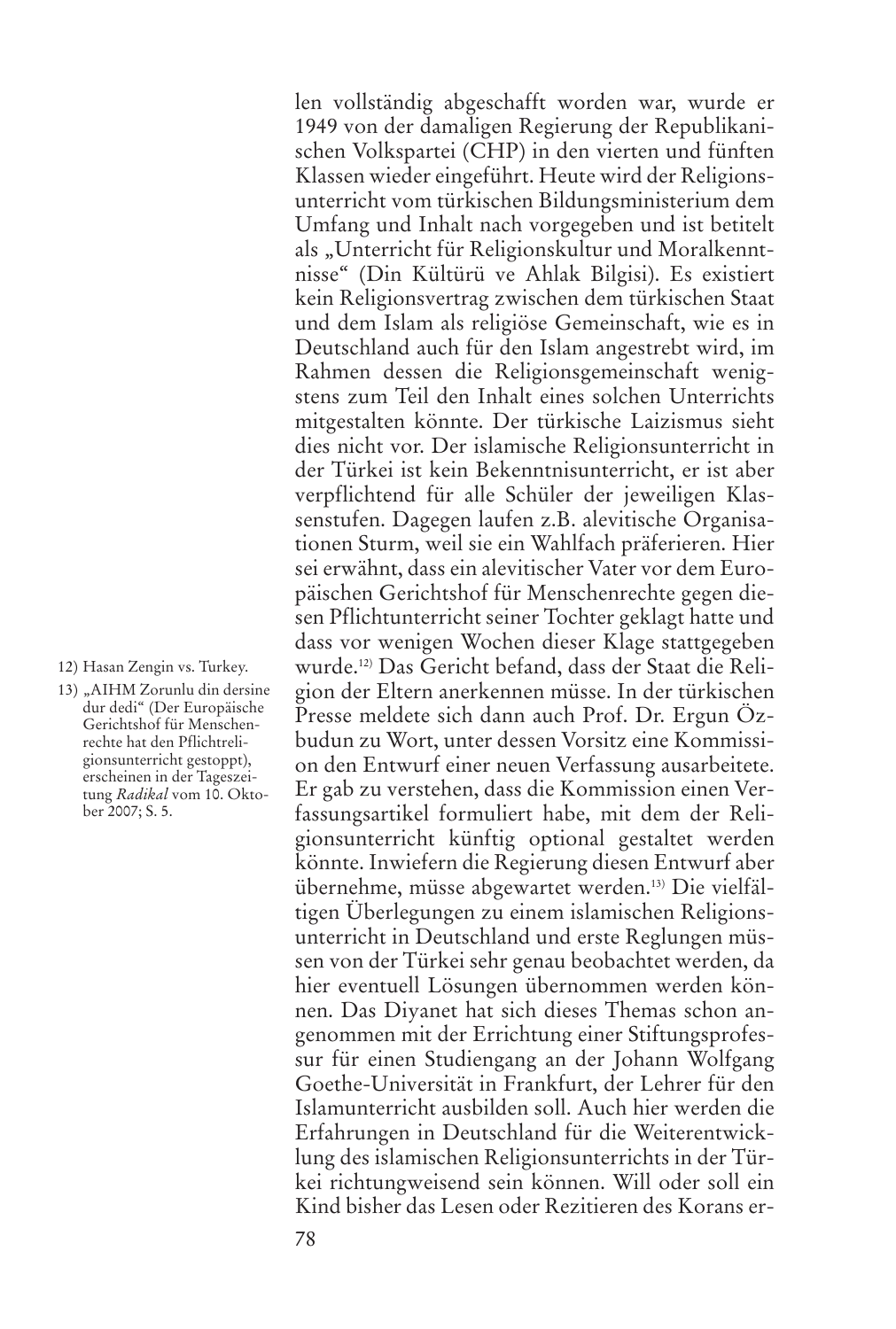len vollständig abgeschafft worden war, wurde er 1949 von der damaligen Regierung der Republikanischen Volkspartei (CHP) in den vierten und fünften Klassen wieder eingeführt. Heute wird der Religionsunterricht vom türkischen Bildungsministerium dem Umfang und Inhalt nach vorgegeben und ist betitelt als „Unterricht für Religionskultur und Moralkenntnisse" (Din Kültürü ve Ahlak Bilgisi). Es existiert kein Religionsvertrag zwischen dem türkischen Staat und dem Islam als religiöse Gemeinschaft, wie es in Deutschland auch für den Islam angestrebt wird, im Rahmen dessen die Religionsgemeinschaft wenigstens zum Teil den Inhalt eines solchen Unterrichts mitgestalten könnte. Der türkische Laizismus sieht dies nicht vor. Der islamische Religionsunterricht in der Türkei ist kein Bekenntnisunterricht, er ist aber verpflichtend für alle Schüler der jeweiligen Klassenstufen. Dagegen laufen z.B. alevitische Organisationen Sturm, weil sie ein Wahlfach präferieren. Hier sei erwähnt, dass ein alevitischer Vater vor dem Europäischen Gerichtshof für Menschenrechte gegen diesen Pflichtunterricht seiner Tochter geklagt hatte und dass vor wenigen Wochen dieser Klage stattgegeben wurde.[12] Das Gericht befand, dass der Staat die Religion der Eltern anerkennen müsse. In der türkischen Presse meldete sich dann auch Prof. Dr. Ergun Özbudun zu Wort, unter dessen Vorsitz eine Kommission den Entwurf einer neuen Verfassung ausarbeitete. Er gab zu verstehen, dass die Kommission einen Verfassungsartikel formuliert habe, mit dem der Religionsunterricht künftig optional gestaltet werden könnte. Inwiefern die Regierung diesen Entwurf aber übernehme, müsse abgewartet werden.[13] Die vielfältigen Überlegungen zu einem islamischen Religionsunterricht in Deutschland und erste Reglungen müssen von der Türkei sehr genau beobachtet werden, da hier eventuell Lösungen übernommen werden können. Das Diyanet hat sich dieses Themas schon angenommen mit der Errichtung einer Stiftungsprofessur für einen Studiengang an der Johann Wolfgang Goethe-Universität in Frankfurt, der Lehrer für den Islamunterricht ausbilden soll. Auch hier werden die Erfahrungen in Deutschland für die Weiterentwicklung des islamischen Religionsunterrichts in der Türkei richtungweisend sein können. Will oder soll ein Kind bisher das Lesen oder Rezitieren des Korans er-

12) Hasan Zengin vs. Turkey.

13) „AIHM Zorunlu din dersine dur dedi" (Der Europäische Gerichtshof für Menschenrechte hat den Pflichtreligionsunterricht gestoppt), erscheinen in der Tageszeitung *Radikal* vom 10. Oktober 2007; S. 5.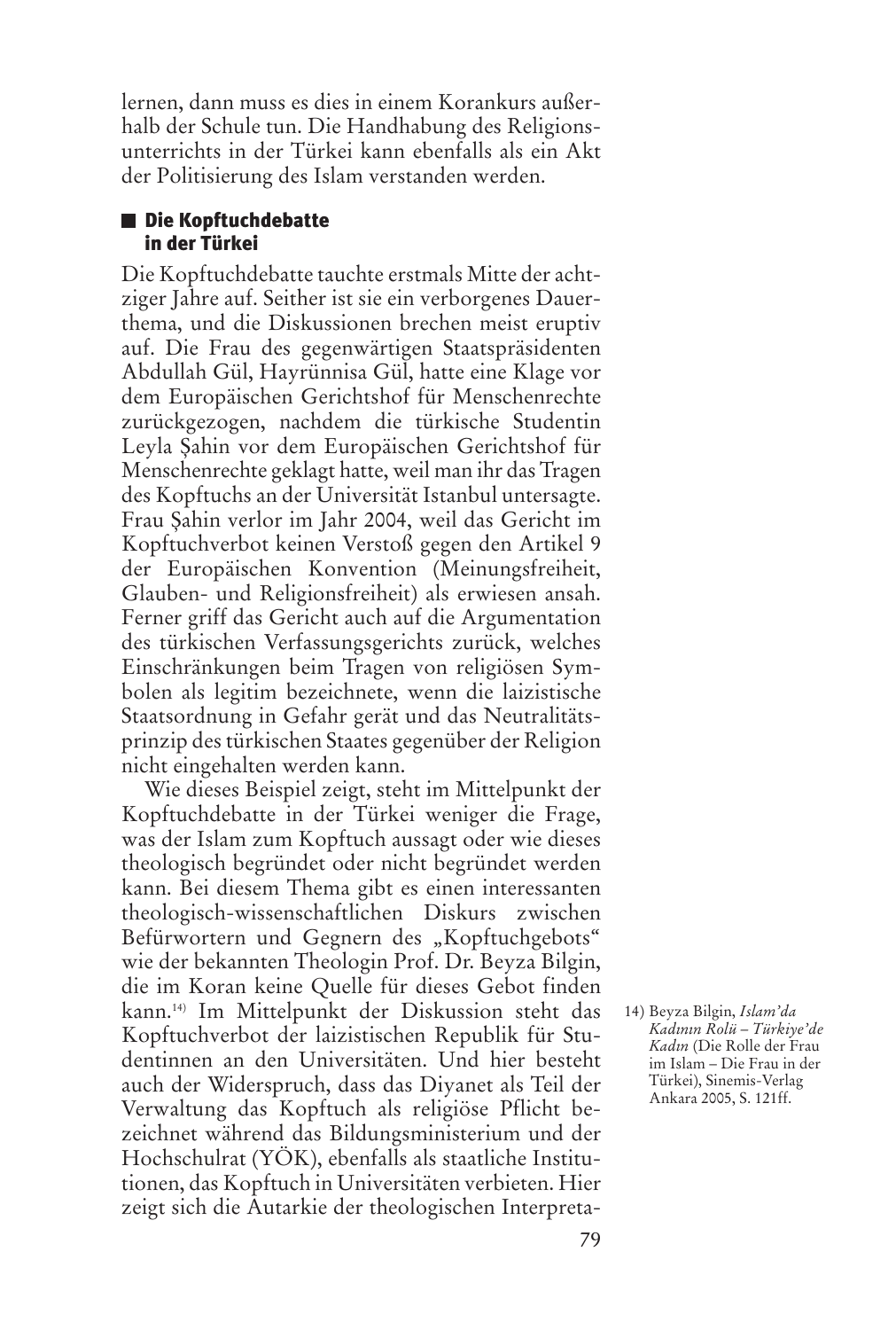lernen, dann muss es dies in einem Korankurs außerhalb der Schule tun. Die Handhabung des Religionsunterrichts in der Türkei kann ebenfalls als ein Akt der Politisierung des Islam verstanden werden.

## Die Kopftuchdebatte in der Türkei

Die Kopftuchdebatte tauchte erstmals Mitte der achtziger Jahre auf. Seither ist sie ein verborgenes Dauerthema, und die Diskussionen brechen meist eruptiv auf. Die Frau des gegenwärtigen Staatspräsidenten Abdullah Gül, Hayrünnisa Gül, hatte eine Klage vor dem Europäischen Gerichtshof für Menschenrechte zurückgezogen, nachdem die türkische Studentin Leyla Şahin vor dem Europäischen Gerichtshof für Menschenrechte geklagt hatte, weil man ihr das Tragen des Kopftuchs an der Universität Istanbul untersagte. Frau Şahin verlor im Jahr 2004, weil das Gericht im Kopftuchverbot keinen Verstoß gegen den Artikel 9 der Europäischen Konvention (Meinungsfreiheit, Glauben- und Religionsfreiheit) als erwiesen ansah. Ferner griff das Gericht auch auf die Argumentation des türkischen Verfassungsgerichts zurück, welches Einschränkungen beim Tragen von religiösen Symbolen als legitim bezeichnete, wenn die laizistische Staatsordnung in Gefahr gerät und das Neutralitätsprinzip des türkischen Staates gegenüber der Religion nicht eingehalten werden kann.

Wie dieses Beispiel zeigt, steht im Mittelpunkt der Kopftuchdebatte in der Türkei weniger die Frage, was der Islam zum Kopftuch aussagt oder wie dieses theologisch begründet oder nicht begründet werden kann. Bei diesem Thema gibt es einen interessanten theologisch-wissenschaftlichen Diskurs zwischen Befürwortern und Gegnern des „Kopftuchgebots" wie der bekannten Theologin Prof. Dr. Beyza Bilgin, die im Koran keine Quelle für dieses Gebot finden kann.[14] Im Mittelpunkt der Diskussion steht das Kopftuchverbot der laizistischen Republik für Studentinnen an den Universitäten. Und hier besteht auch der Widerspruch, dass das Diyanet als Teil der Verwaltung das Kopftuch als religiöse Pflicht bezeichnet während das Bildungsministerium und der Hochschulrat (YÖK), ebenfalls als staatliche Institutionen, das Kopftuch in Universitäten verbieten. Hier zeigt sich die Autarkie der theologischen Interpreta-

[14] Beyza Bilgin, *Islam'da Kadının Rolü – Türkiye'de Kadın* (Die Rolle der Frau im Islam – Die Frau in der Türkei), Sinemis-Verlag Ankara 2005, S. 121ff.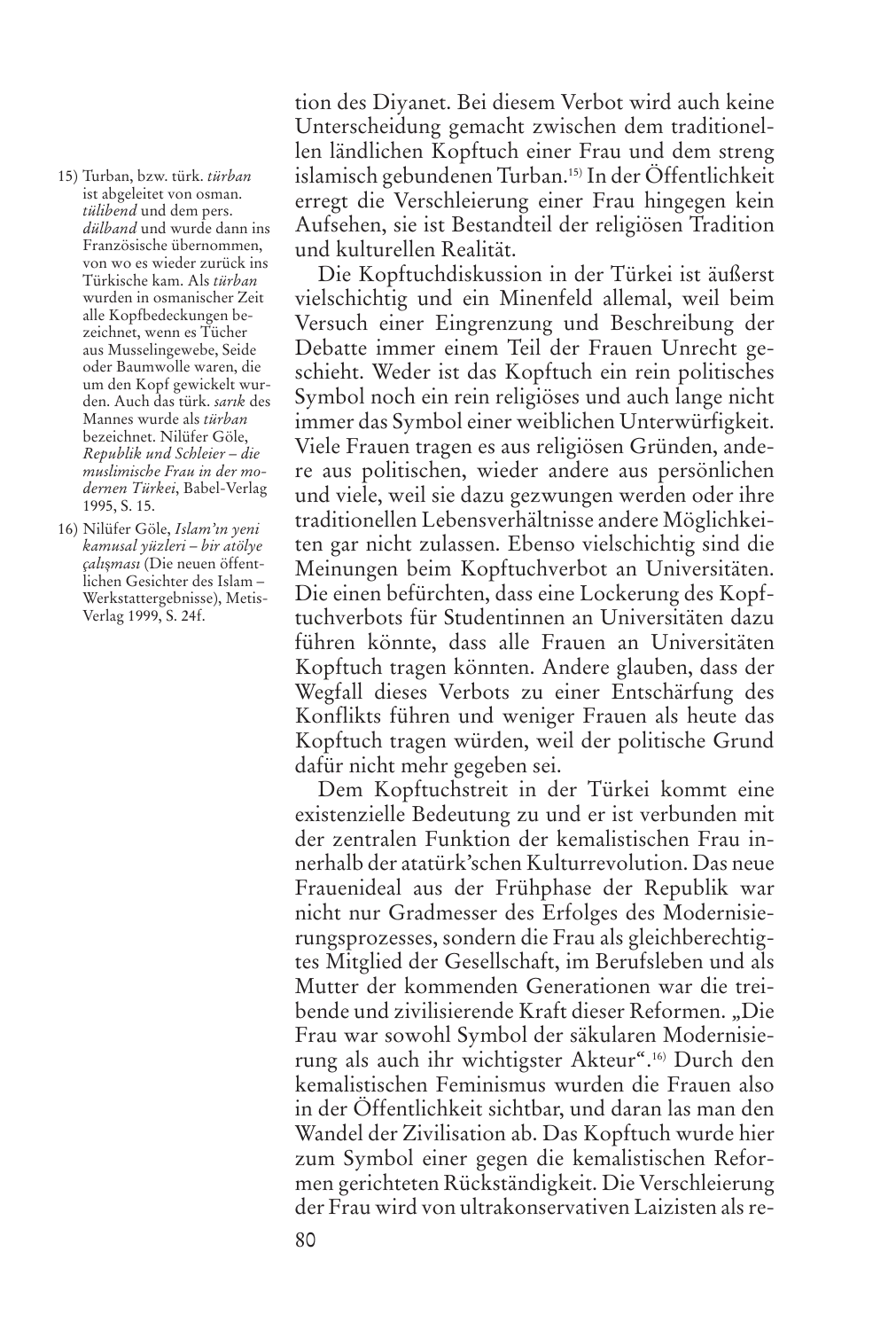tion des Diyanet. Bei diesem Verbot wird auch keine Unterscheidung gemacht zwischen dem traditionellen ländlichen Kopftuch einer Frau und dem streng islamisch gebundenen Turban.[15] In der Öffentlichkeit erregt die Verschleierung einer Frau hingegen kein Aufsehen, sie ist Bestandteil der religiösen Tradition und kulturellen Realität.

Die Kopftuchdiskussion in der Türkei ist äußerst vielschichtig und ein Minenfeld allemal, weil beim Versuch einer Eingrenzung und Beschreibung der Debatte immer einem Teil der Frauen Unrecht geschieht. Weder ist das Kopftuch ein rein politisches Symbol noch ein rein religiöses und auch lange nicht immer das Symbol einer weiblichen Unterwürfigkeit. Viele Frauen tragen es aus religiösen Gründen, andere aus politischen, wieder andere aus persönlichen und viele, weil sie dazu gezwungen werden oder ihre traditionellen Lebensverhältnisse andere Möglichkeiten gar nicht zulassen. Ebenso vielschichtig sind die Meinungen beim Kopftuchverbot an Universitäten. Die einen befürchten, dass eine Lockerung des Kopftuchverbots für Studentinnen an Universitäten dazu führen könnte, dass alle Frauen an Universitäten Kopftuch tragen könnten. Andere glauben, dass der Wegfall dieses Verbots zu einer Entschärfung des Konflikts führen und weniger Frauen als heute das Kopftuch tragen würden, weil der politische Grund dafür nicht mehr gegeben sei.

Dem Kopftuchstreit in der Türkei kommt eine existenzielle Bedeutung zu und er ist verbunden mit der zentralen Funktion der kemalistischen Frau innerhalb der atatürk'schen Kulturrevolution. Das neue Frauenideal aus der Frühphase der Republik war nicht nur Gradmesser des Erfolges des Modernisierungsprozesses, sondern die Frau als gleichberechtigtes Mitglied der Gesellschaft, im Berufsleben und als Mutter der kommenden Generationen war die treibende und zivilisierende Kraft dieser Reformen. „Die Frau war sowohl Symbol der säkularen Modernisierung als auch ihr wichtigster Akteur".[16] Durch den kemalistischen Feminismus wurden die Frauen also in der Öffentlichkeit sichtbar, und daran las man den Wandel der Zivilisation ab. Das Kopftuch wurde hier zum Symbol einer gegen die kemalistischen Reformen gerichteten Rückständigkeit. Die Verschleierung der Frau wird von ultrakonservativen Laizisten als re-

---

15) Turban, bzw. türk. *türban* ist abgeleitet von osman. *tülibend* und dem pers. *dülband* und wurde dann ins Französische übernommen, von wo es wieder zurück ins Türkische kam. Als *türban* wurden in osmanischer Zeit alle Kopfbedeckungen bezeichnet, wenn es Tücher aus Musselingewebe, Seide oder Baumwolle waren, die um den Kopf gewickelt wurden. Auch das türk. *sarık* des Mannes wurde als *türban* bezeichnet. Nilüfer Göle, *Republik und Schleier – die muslimische Frau in der modernen Türkei*, Babel-Verlag 1995, S. 15.

16) Nilüfer Göle, *Islam'ın yeni kamusal yüzleri – bir atölye çalışması* (Die neuen öffentlichen Gesichter des Islam – Werkstattergebnisse), Metis-Verlag 1999, S. 24f.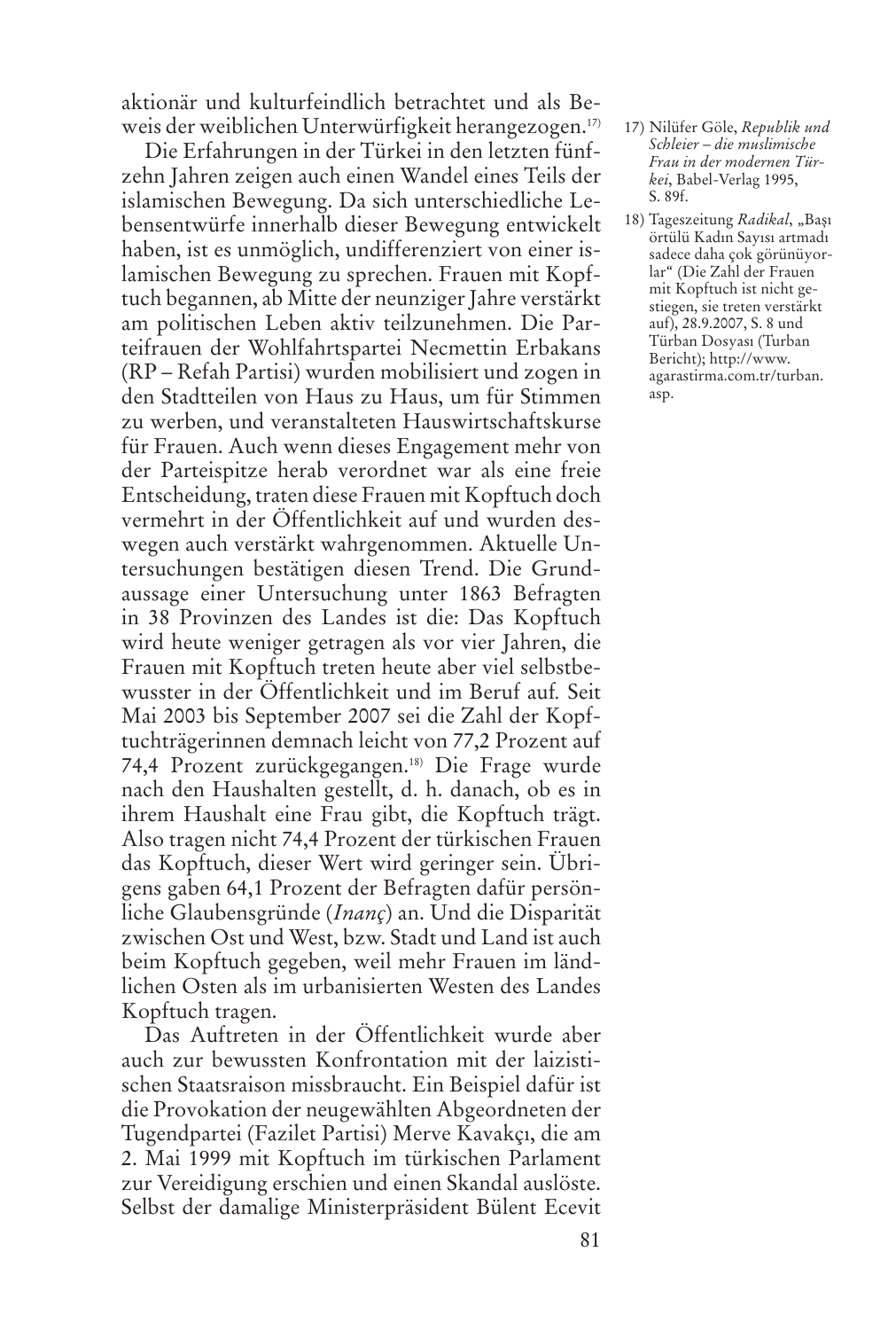aktionär und kulturfeindlich betrachtet und als Beweis der weiblichen Unterwürfigkeit herangezogen.[17]

Die Erfahrungen in der Türkei in den letzten fünfzehn Jahren zeigen auch einen Wandel eines Teils der islamischen Bewegung. Da sich unterschiedliche Lebensentwürfe innerhalb dieser Bewegung entwickelt haben, ist es unmöglich, undifferenziert von einer islamischen Bewegung zu sprechen. Frauen mit Kopftuch begannen, ab Mitte der neunziger Jahre verstärkt am politischen Leben aktiv teilzunehmen. Die Parteifrauen der Wohlfahrtspartei Necmettin Erbakans (RP – Refah Partisi) wurden mobilisiert und zogen in den Stadtteilen von Haus zu Haus, um für Stimmen zu werben, und veranstalteten Hauswirtschaftskurse für Frauen. Auch wenn dieses Engagement mehr von der Parteispitze herab verordnet war als eine freie Entscheidung, traten diese Frauen mit Kopftuch doch vermehrt in der Öffentlichkeit auf und wurden deswegen auch verstärkt wahrgenommen. Aktuelle Untersuchungen bestätigen diesen Trend. Die Grundaussage einer Untersuchung unter 1863 Befragten in 38 Provinzen des Landes ist die: Das Kopftuch wird heute weniger getragen als vor vier Jahren, die Frauen mit Kopftuch treten heute aber viel selbstbewusster in der Öffentlichkeit und im Beruf auf. Seit Mai 2003 bis September 2007 sei die Zahl der Kopftuchträgerinnen demnach leicht von 77,2 Prozent auf 74,4 Prozent zurückgegangen.[18] Die Frage wurde nach den Haushalten gestellt, d. h. danach, ob es in ihrem Haushalt eine Frau gibt, die Kopftuch trägt. Also tragen nicht 74,4 Prozent der türkischen Frauen das Kopftuch, dieser Wert wird geringer sein. Übrigens gaben 64,1 Prozent der Befragten dafür persönliche Glaubensgründe (*Inanç*) an. Und die Disparität zwischen Ost und West, bzw. Stadt und Land ist auch beim Kopftuch gegeben, weil mehr Frauen im ländlichen Osten als im urbanisierten Westen des Landes Kopftuch tragen.

Das Auftreten in der Öffentlichkeit wurde aber auch zur bewussten Konfrontation mit der laizistischen Staatsraison missbraucht. Ein Beispiel dafür ist die Provokation der neugewählten Abgeordneten der Tugendpartei (Fazilet Partisi) Merve Kavakçı, die am 2. Mai 1999 mit Kopftuch im türkischen Parlament zur Vereidigung erschien und einen Skandal auslöste. Selbst der damalige Ministerpräsident Bülent Ecevit

17) Nilüfer Göle, *Republik und Schleier – die muslimische Frau in der modernen Türkei*, Babel-Verlag 1995, S. 89f.

18) Tageszeitung *Radikal*, „Başı örtülü Kadın Sayısı artmadı sadece daha çok görünüyorlar“ (Die Zahl der Frauen mit Kopftuch ist nicht gestiegen, sie treten verstärkt auf), 28.9.2007, S. 8 und Türban Dosyası (Turban Bericht); http://www.agarastirma.com.tr/turban.asp.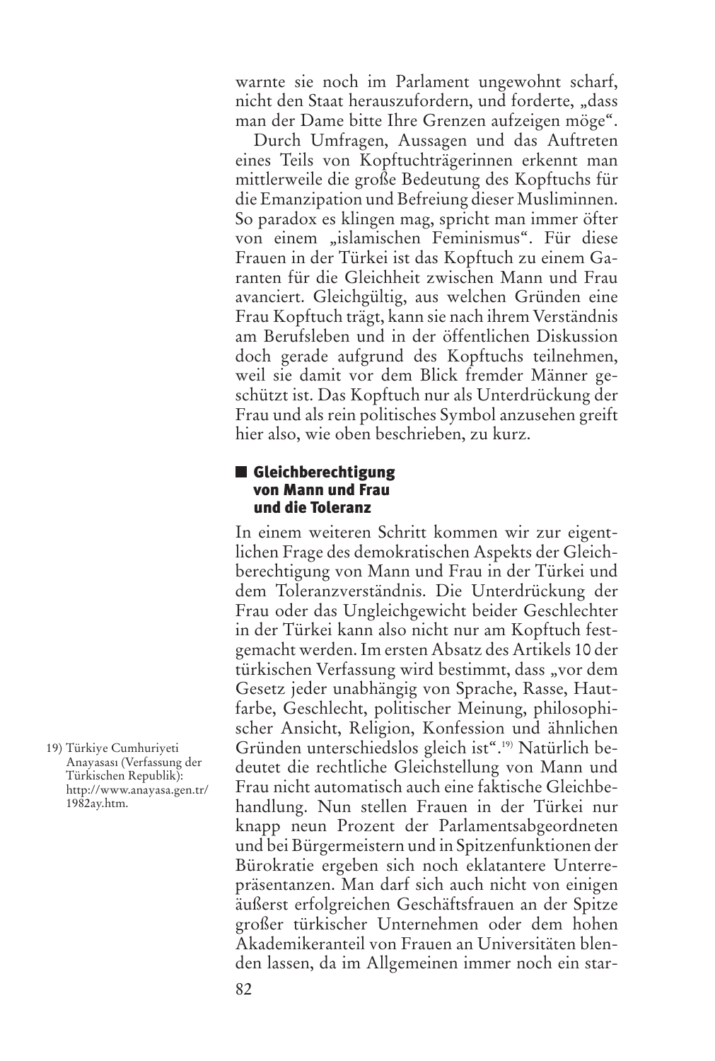warnte sie noch im Parlament ungewohnt scharf, nicht den Staat herauszufordern, und forderte, „dass man der Dame bitte Ihre Grenzen aufzeigen möge".

Durch Umfragen, Aussagen und das Auftreten eines Teils von Kopftuchträgerinnen erkennt man mittlerweile die große Bedeutung des Kopftuchs für die Emanzipation und Befreiung dieser Musliminnen. So paradox es klingen mag, spricht man immer öfter von einem „islamischen Feminismus". Für diese Frauen in der Türkei ist das Kopftuch zu einem Garanten für die Gleichheit zwischen Mann und Frau avanciert. Gleichgültig, aus welchen Gründen eine Frau Kopftuch trägt, kann sie nach ihrem Verständnis am Berufsleben und in der öffentlichen Diskussion doch gerade aufgrund des Kopftuchs teilnehmen, weil sie damit vor dem Blick fremder Männer geschützt ist. Das Kopftuch nur als Unterdrückung der Frau und als rein politisches Symbol anzusehen greift hier also, wie oben beschrieben, zu kurz.

## Gleichberechtigung von Mann und Frau und die Toleranz

In einem weiteren Schritt kommen wir zur eigentlichen Frage des demokratischen Aspekts der Gleichberechtigung von Mann und Frau in der Türkei und dem Toleranzverständnis. Die Unterdrückung der Frau oder das Ungleichgewicht beider Geschlechter in der Türkei kann also nicht nur am Kopftuch festgemacht werden. Im ersten Absatz des Artikels 10 der türkischen Verfassung wird bestimmt, dass „vor dem Gesetz jeder unabhängig von Sprache, Rasse, Hautfarbe, Geschlecht, politischer Meinung, philosophischer Ansicht, Religion, Konfession und ähnlichen Gründen unterschiedslos gleich ist".[19] Natürlich bedeutet die rechtliche Gleichstellung von Mann und Frau nicht automatisch auch eine faktische Gleichbehandlung. Nun stellen Frauen in der Türkei nur knapp neun Prozent der Parlamentsabgeordneten und bei Bürgermeistern und in Spitzenfunktionen der Bürokratie ergeben sich noch eklatantere Unterrepräsentanzen. Man darf sich auch nicht von einigen äußerst erfolgreichen Geschäftsfrauen an der Spitze großer türkischer Unternehmen oder dem hohen Akademikeranteil von Frauen an Universitäten blenden lassen, da im Allgemeinen immer noch ein star-

19) Türkiye Cumhuriyeti Anayasası (Verfassung der Türkischen Republik): http://www.anayasa.gen.tr/1982ay.htm.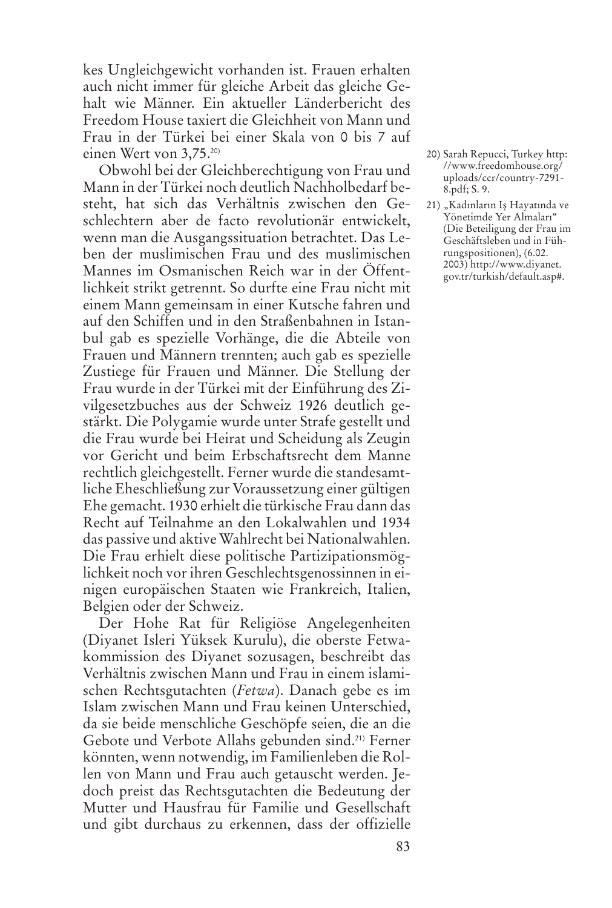kes Ungleichgewicht vorhanden ist. Frauen erhalten auch nicht immer für gleiche Arbeit das gleiche Gehalt wie Männer. Ein aktueller Länderbericht des Freedom House taxiert die Gleichheit von Mann und Frau in der Türkei bei einer Skala von 0 bis 7 auf einen Wert von 3,75.[20]

Obwohl bei der Gleichberechtigung von Frau und Mann in der Türkei noch deutlich Nachholbedarf besteht, hat sich das Verhältnis zwischen den Geschlechtern aber de facto revolutionär entwickelt, wenn man die Ausgangssituation betrachtet. Das Leben der muslimischen Frau und des muslimischen Mannes im Osmanischen Reich war in der Öffentlichkeit strikt getrennt. So durfte eine Frau nicht mit einem Mann gemeinsam in einer Kutsche fahren und auf den Schiffen und in den Straßenbahnen in Istanbul gab es spezielle Vorhänge, die die Abteile von Frauen und Männern trennten; auch gab es spezielle Zustiege für Frauen und Männer. Die Stellung der Frau wurde in der Türkei mit der Einführung des Zivilgesetzbuches aus der Schweiz 1926 deutlich gestärkt. Die Polygamie wurde unter Strafe gestellt und die Frau wurde bei Heirat und Scheidung als Zeugin vor Gericht und beim Erbschaftsrecht dem Manne rechtlich gleichgestellt. Ferner wurde die standesamtliche Eheschließung zur Voraussetzung einer gültigen Ehe gemacht. 1930 erhielt die türkische Frau dann das Recht auf Teilnahme an den Lokalwahlen und 1934 das passive und aktive Wahlrecht bei Nationalwahlen. Die Frau erhielt diese politische Partizipationsmöglichkeit noch vor ihren Geschlechtsgenossinnen in einigen europäischen Staaten wie Frankreich, Italien, Belgien oder der Schweiz.

Der Hohe Rat für Religiöse Angelegenheiten (Diyanet Isleri Yüksek Kurulu), die oberste Fetwakommission des Diyanet sozusagen, beschreibt das Verhältnis zwischen Mann und Frau in einem islamischen Rechtsgutachten (*Fetwa*). Danach gebe es im Islam zwischen Mann und Frau keinen Unterschied, da sie beide menschliche Geschöpfe seien, die an die Gebote und Verbote Allahs gebunden sind.[21] Ferner könnten, wenn notwendig, im Familienleben die Rollen von Mann und Frau auch getauscht werden. Jedoch preist das Rechtsgutachten die Bedeutung der Mutter und Hausfrau für Familie und Gesellschaft und gibt durchaus zu erkennen, dass der offizielle

---

20) Sarah Repucci, Turkey http://www.freedomhouse.org/uploads/ccr/country-7291-8.pdf; S. 9.

21) „Kadınların Iş Hayatında ve Yönetimde Yer Almaları" (Die Beteiligung der Frau im Geschäftsleben und in Führungspositionen), (6.02.2003) http://www.diyanet.gov.tr/turkish/default.asp#.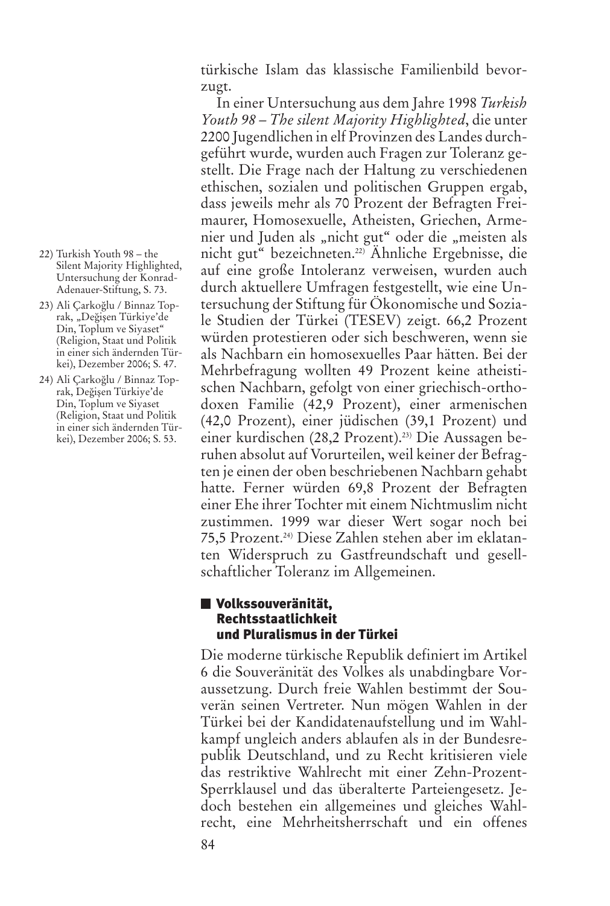türkische Islam das klassische Familienbild bevorzugt.

In einer Untersuchung aus dem Jahre 1998 *Turkish Youth 98 – The silent Majority Highlighted*, die unter 2200 Jugendlichen in elf Provinzen des Landes durchgeführt wurde, wurden auch Fragen zur Toleranz gestellt. Die Frage nach der Haltung zu verschiedenen ethischen, sozialen und politischen Gruppen ergab, dass jeweils mehr als 70 Prozent der Befragten Freimaurer, Homosexuelle, Atheisten, Griechen, Armenier und Juden als „nicht gut" oder die „meisten als nicht gut" bezeichneten.[22] Ähnliche Ergebnisse, die auf eine große Intoleranz verweisen, wurden auch durch aktuellere Umfragen festgestellt, wie eine Untersuchung der Stiftung für Ökonomische und Soziale Studien der Türkei (TESEV) zeigt. 66,2 Prozent würden protestieren oder sich beschweren, wenn sie als Nachbarn ein homosexuelles Paar hätten. Bei der Mehrbefragung wollten 49 Prozent keine atheistischen Nachbarn, gefolgt von einer griechisch-orthodoxen Familie (42,9 Prozent), einer armenischen (42,0 Prozent), einer jüdischen (39,1 Prozent) und einer kurdischen (28,2 Prozent).[23] Die Aussagen beruhen absolut auf Vorurteilen, weil keiner der Befragten je einen der oben beschriebenen Nachbarn gehabt hatte. Ferner würden 69,8 Prozent der Befragten einer Ehe ihrer Tochter mit einem Nichtmuslim nicht zustimmen. 1999 war dieser Wert sogar noch bei 75,5 Prozent.[24] Diese Zahlen stehen aber im eklatanten Widerspruch zu Gastfreundschaft und gesellschaftlicher Toleranz im Allgemeinen.

## Volkssouveränität, Rechtsstaatlichkeit und Pluralismus in der Türkei

Die moderne türkische Republik definiert im Artikel 6 die Souveränität des Volkes als unabdingbare Voraussetzung. Durch freie Wahlen bestimmt der Souverän seinen Vertreter. Nun mögen Wahlen in der Türkei bei der Kandidatenaufstellung und im Wahlkampf ungleich anders ablaufen als in der Bundesrepublik Deutschland, und zu Recht kritisieren viele das restriktive Wahlrecht mit einer Zehn-Prozent-Sperrklausel und das überalterte Parteiengesetz. Jedoch bestehen ein allgemeines und gleiches Wahlrecht, eine Mehrheitsherrschaft und ein offenes

---

22) Turkish Youth 98 – the Silent Majority Highlighted, Untersuchung der Konrad-Adenauer-Stiftung, S. 73.

23) Ali Çarkoğlu / Binnaz Toprak, „Değişen Türkiye'de Din, Toplum ve Siyaset" (Religion, Staat und Politik in einer sich ändernden Türkei), Dezember 2006; S. 47.

24) Ali Çarkoğlu / Binnaz Toprak, Değişen Türkiye'de Din, Toplum ve Siyaset (Religion, Staat und Politik in einer sich ändernden Türkei), Dezember 2006; S. 53.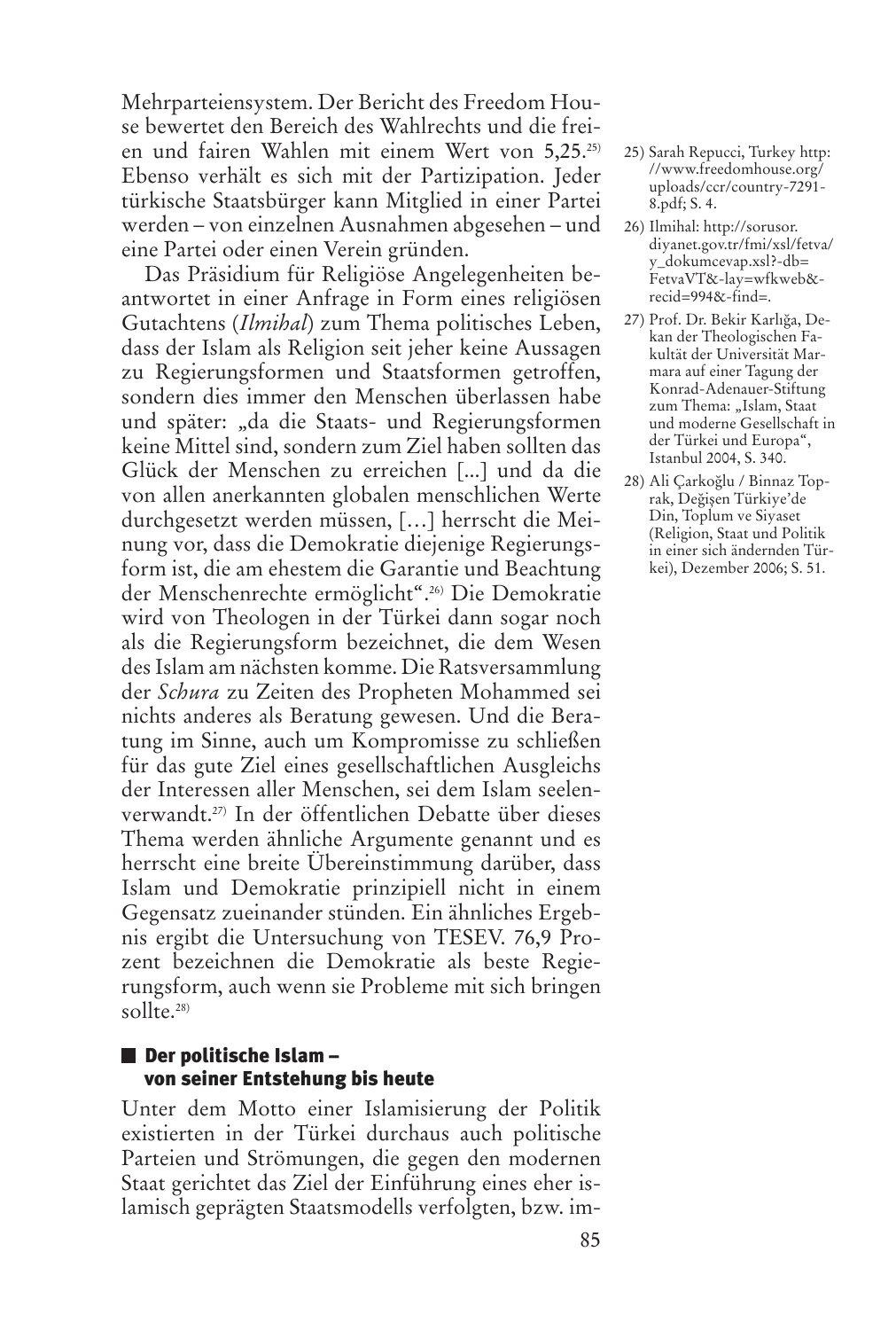Mehrparteiensystem. Der Bericht des Freedom House bewertet den Bereich des Wahlrechts und die freien und fairen Wahlen mit einem Wert von 5,25.[25] Ebenso verhält es sich mit der Partizipation. Jeder türkische Staatsbürger kann Mitglied in einer Partei werden – von einzelnen Ausnahmen abgesehen – und eine Partei oder einen Verein gründen.

Das Präsidium für Religiöse Angelegenheiten beantwortet in einer Anfrage in Form eines religiösen Gutachtens (*Ilmihal*) zum Thema politisches Leben, dass der Islam als Religion seit jeher keine Aussagen zu Regierungsformen und Staatsformen getroffen, sondern dies immer den Menschen überlassen habe und später: „da die Staats- und Regierungsformen keine Mittel sind, sondern zum Ziel haben sollten das Glück der Menschen zu erreichen [...] und da die von allen anerkannten globalen menschlichen Werte durchgesetzt werden müssen, […] herrscht die Meinung vor, dass die Demokratie diejenige Regierungsform ist, die am ehestem die Garantie und Beachtung der Menschenrechte ermöglicht".[26] Die Demokratie wird von Theologen in der Türkei dann sogar noch als die Regierungsform bezeichnet, die dem Wesen des Islam am nächsten komme. Die Ratsversammlung der *Schura* zu Zeiten des Propheten Mohammed sei nichts anderes als Beratung gewesen. Und die Beratung im Sinne, auch um Kompromisse zu schließen für das gute Ziel eines gesellschaftlichen Ausgleichs der Interessen aller Menschen, sei dem Islam seelenverwandt.[27] In der öffentlichen Debatte über dieses Thema werden ähnliche Argumente genannt und es herrscht eine breite Übereinstimmung darüber, dass Islam und Demokratie prinzipiell nicht in einem Gegensatz zueinander stünden. Ein ähnliches Ergebnis ergibt die Untersuchung von TESEV. 76,9 Prozent bezeichnen die Demokratie als beste Regierungsform, auch wenn sie Probleme mit sich bringen sollte.[28]

## Der politische Islam – von seiner Entstehung bis heute

Unter dem Motto einer Islamisierung der Politik existierten in der Türkei durchaus auch politische Parteien und Strömungen, die gegen den modernen Staat gerichtet das Ziel der Einführung eines eher islamisch geprägten Staatsmodells verfolgten, bzw. im-

25) Sarah Repucci, Turkey http://www.freedomhouse.org/uploads/ccr/country-7291-8.pdf; S. 4.

26) Ilmihal: http://sorusor.diyanet.gov.tr/fmi/xsl/fetva/y_dokumcevap.xsl?-db=FetvaVT&-lay=wfkweb&-recid=994&-find=.

27) Prof. Dr. Bekir Karlığa, Dekan der Theologischen Fakultät der Universität Marmara auf einer Tagung der Konrad-Adenauer-Stiftung zum Thema: „Islam, Staat und moderne Gesellschaft in der Türkei und Europa", Istanbul 2004, S. 340.

28) Ali Çarkoğlu / Binnaz Toprak, Değişen Türkiye'de Din, Toplum ve Siyaset (Religion, Staat und Politik in einer sich ändernden Türkei), Dezember 2006; S. 51.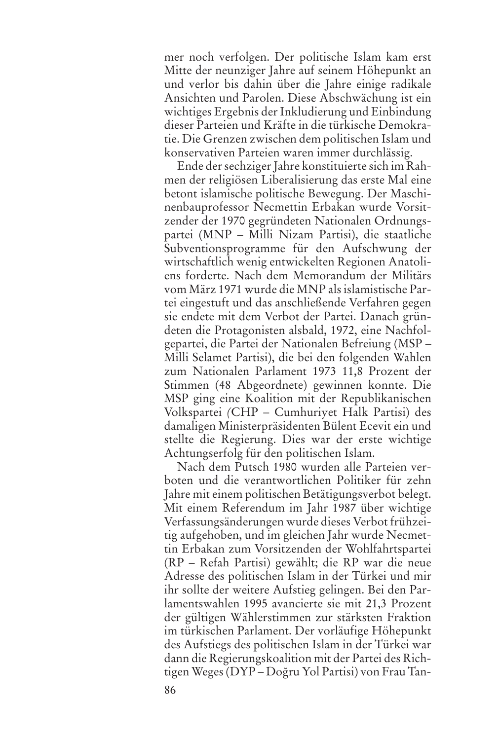mer noch verfolgen. Der politische Islam kam erst Mitte der neunziger Jahre auf seinem Höhepunkt an und verlor bis dahin über die Jahre einige radikale Ansichten und Parolen. Diese Abschwächung ist ein wichtiges Ergebnis der Inkludierung und Einbindung dieser Parteien und Kräfte in die türkische Demokratie. Die Grenzen zwischen dem politischen Islam und konservativen Parteien waren immer durchlässig.

Ende der sechziger Jahre konstituierte sich im Rahmen der religiösen Liberalisierung das erste Mal eine betont islamische politische Bewegung. Der Maschinenbauprofessor Necmettin Erbakan wurde Vorsitzender der 1970 gegründeten Nationalen Ordnungspartei (MNP – Milli Nizam Partisi), die staatliche Subventionsprogramme für den Aufschwung der wirtschaftlich wenig entwickelten Regionen Anatoliens forderte. Nach dem Memorandum der Militärs vom März 1971 wurde die MNP als islamistische Partei eingestuft und das anschließende Verfahren gegen sie endete mit dem Verbot der Partei. Danach gründeten die Protagonisten alsbald, 1972, eine Nachfolgepartei, die Partei der Nationalen Befreiung (MSP – Milli Selamet Partisi), die bei den folgenden Wahlen zum Nationalen Parlament 1973 11,8 Prozent der Stimmen (48 Abgeordnete) gewinnen konnte. Die MSP ging eine Koalition mit der Republikanischen Volkspartei (CHP – Cumhuriyet Halk Partisi) des damaligen Ministerpräsidenten Bülent Ecevit ein und stellte die Regierung. Dies war der erste wichtige Achtungserfolg für den politischen Islam.

Nach dem Putsch 1980 wurden alle Parteien verboten und die verantwortlichen Politiker für zehn Jahre mit einem politischen Betätigungsverbot belegt. Mit einem Referendum im Jahr 1987 über wichtige Verfassungsänderungen wurde dieses Verbot frühzeitig aufgehoben, und im gleichen Jahr wurde Necmettin Erbakan zum Vorsitzenden der Wohlfahrtspartei (RP – Refah Partisi) gewählt; die RP war die neue Adresse des politischen Islam in der Türkei und mir ihr sollte der weitere Aufstieg gelingen. Bei den Parlamentswahlen 1995 avancierte sie mit 21,3 Prozent der gültigen Wählerstimmen zur stärksten Fraktion im türkischen Parlament. Der vorläufige Höhepunkt des Aufstiegs des politischen Islam in der Türkei war dann die Regierungskoalition mit der Partei des Richtigen Weges (DYP – Doğru Yol Partisi) von Frau Tan-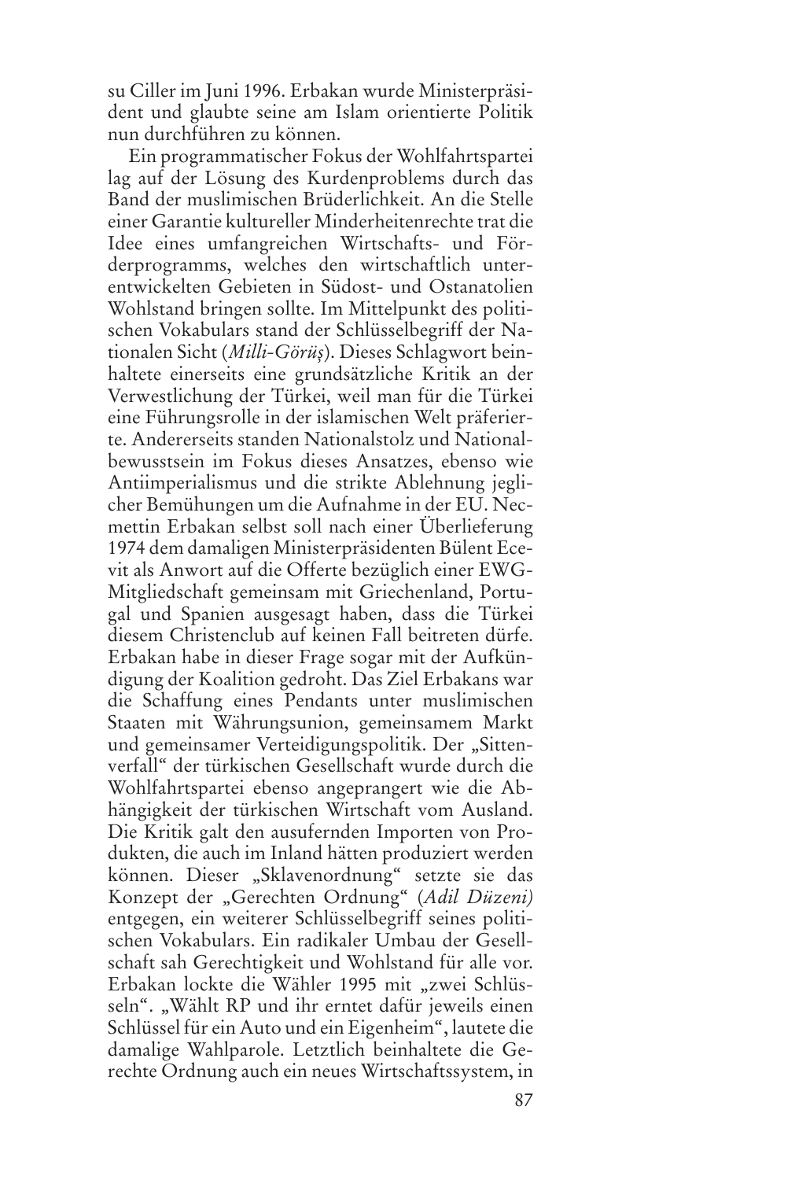su Ciller im Juni 1996. Erbakan wurde Ministerpräsident und glaubte seine am Islam orientierte Politik nun durchführen zu können.

Ein programmatischer Fokus der Wohlfahrtspartei lag auf der Lösung des Kurdenproblems durch das Band der muslimischen Brüderlichkeit. An die Stelle einer Garantie kultureller Minderheitenrechte trat die Idee eines umfangreichen Wirtschafts- und Förderprogramms, welches den wirtschaftlich unterentwickelten Gebieten in Südost- und Ostanatolien Wohlstand bringen sollte. Im Mittelpunkt des politischen Vokabulars stand der Schlüsselbegriff der Nationalen Sicht (*Milli-Görüş*). Dieses Schlagwort beinhaltete einerseits eine grundsätzliche Kritik an der Verwestlichung der Türkei, weil man für die Türkei eine Führungsrolle in der islamischen Welt präferierte. Andererseits standen Nationalstolz und Nationalbewusstsein im Fokus dieses Ansatzes, ebenso wie Antiimperialismus und die strikte Ablehnung jeglicher Bemühungen um die Aufnahme in der EU. Necmettin Erbakan selbst soll nach einer Überlieferung 1974 dem damaligen Ministerpräsidenten Bülent Ecevit als Anwort auf die Offerte bezüglich einer EWG-Mitgliedschaft gemeinsam mit Griechenland, Portugal und Spanien ausgesagt haben, dass die Türkei diesem Christenclub auf keinen Fall beitreten dürfe. Erbakan habe in dieser Frage sogar mit der Aufkündigung der Koalition gedroht. Das Ziel Erbakans war die Schaffung eines Pendants unter muslimischen Staaten mit Währungsunion, gemeinsamem Markt und gemeinsamer Verteidigungspolitik. Der „Sittenverfall" der türkischen Gesellschaft wurde durch die Wohlfahrtspartei ebenso angeprangert wie die Abhängigkeit der türkischen Wirtschaft vom Ausland. Die Kritik galt den ausufernden Importen von Produkten, die auch im Inland hätten produziert werden können. Dieser „Sklavenordnung" setzte sie das Konzept der „Gerechten Ordnung" (*Adil Düzeni)* entgegen, ein weiterer Schlüsselbegriff seines politischen Vokabulars. Ein radikaler Umbau der Gesellschaft sah Gerechtigkeit und Wohlstand für alle vor. Erbakan lockte die Wähler 1995 mit „zwei Schlüsseln". „Wählt RP und ihr erntet dafür jeweils einen Schlüssel für ein Auto und ein Eigenheim", lautete die damalige Wahlparole. Letztlich beinhaltete die Gerechte Ordnung auch ein neues Wirtschaftssystem, in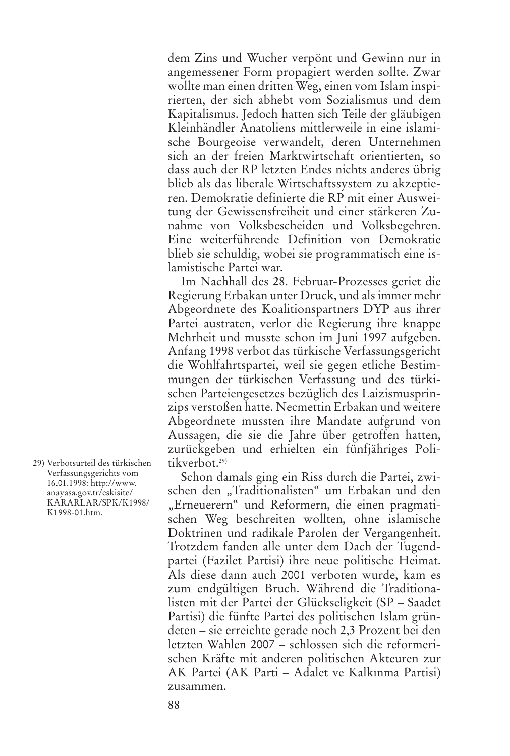dem Zins und Wucher verpönt und Gewinn nur in angemessener Form propagiert werden sollte. Zwar wollte man einen dritten Weg, einen vom Islam inspirierten, der sich abhebt vom Sozialismus und dem Kapitalismus. Jedoch hatten sich Teile der gläubigen Kleinhändler Anatoliens mittlerweile in eine islamische Bourgeoise verwandelt, deren Unternehmen sich an der freien Marktwirtschaft orientierten, so dass auch der RP letzten Endes nichts anderes übrig blieb als das liberale Wirtschaftssystem zu akzeptieren. Demokratie definierte die RP mit einer Ausweitung der Gewissensfreiheit und einer stärkeren Zunahme von Volksbescheiden und Volksbegehren. Eine weiterführende Definition von Demokratie blieb sie schuldig, wobei sie programmatisch eine islamistische Partei war.

Im Nachhall des 28. Februar-Prozesses geriet die Regierung Erbakan unter Druck, und als immer mehr Abgeordnete des Koalitionspartners DYP aus ihrer Partei austraten, verlor die Regierung ihre knappe Mehrheit und musste schon im Juni 1997 aufgeben. Anfang 1998 verbot das türkische Verfassungsgericht die Wohlfahrtspartei, weil sie gegen etliche Bestimmungen der türkischen Verfassung und des türkischen Parteiengesetzes bezüglich des Laizismusprinzips verstoßen hatte. Necmettin Erbakan und weitere Abgeordnete mussten ihre Mandate aufgrund von Aussagen, die sie die Jahre über getroffen hatten, zurückgeben und erhielten ein fünfjähriges Politikverbot.[29]

Schon damals ging ein Riss durch die Partei, zwischen den „Traditionalisten" um Erbakan und den „Erneuerern" und Reformern, die einen pragmatischen Weg beschreiten wollten, ohne islamische Doktrinen und radikale Parolen der Vergangenheit. Trotzdem fanden alle unter dem Dach der Tugendpartei (Fazilet Partisi) ihre neue politische Heimat. Als diese dann auch 2001 verboten wurde, kam es zum endgültigen Bruch. Während die Traditionalisten mit der Partei der Glückseligkeit (SP – Saadet Partisi) die fünfte Partei des politischen Islam gründeten – sie erreichte gerade noch 2,3 Prozent bei den letzten Wahlen 2007 – schlossen sich die reformerischen Kräfte mit anderen politischen Akteuren zur AK Partei (AK Parti – Adalet ve Kalkınma Partisi) zusammen.

29) Verbotsurteil des türkischen Verfassungsgerichts vom 16.01.1998: http://www.anayasa.gov.tr/eskisite/KARARLAR/SPK/K1998/K1998-01.htm.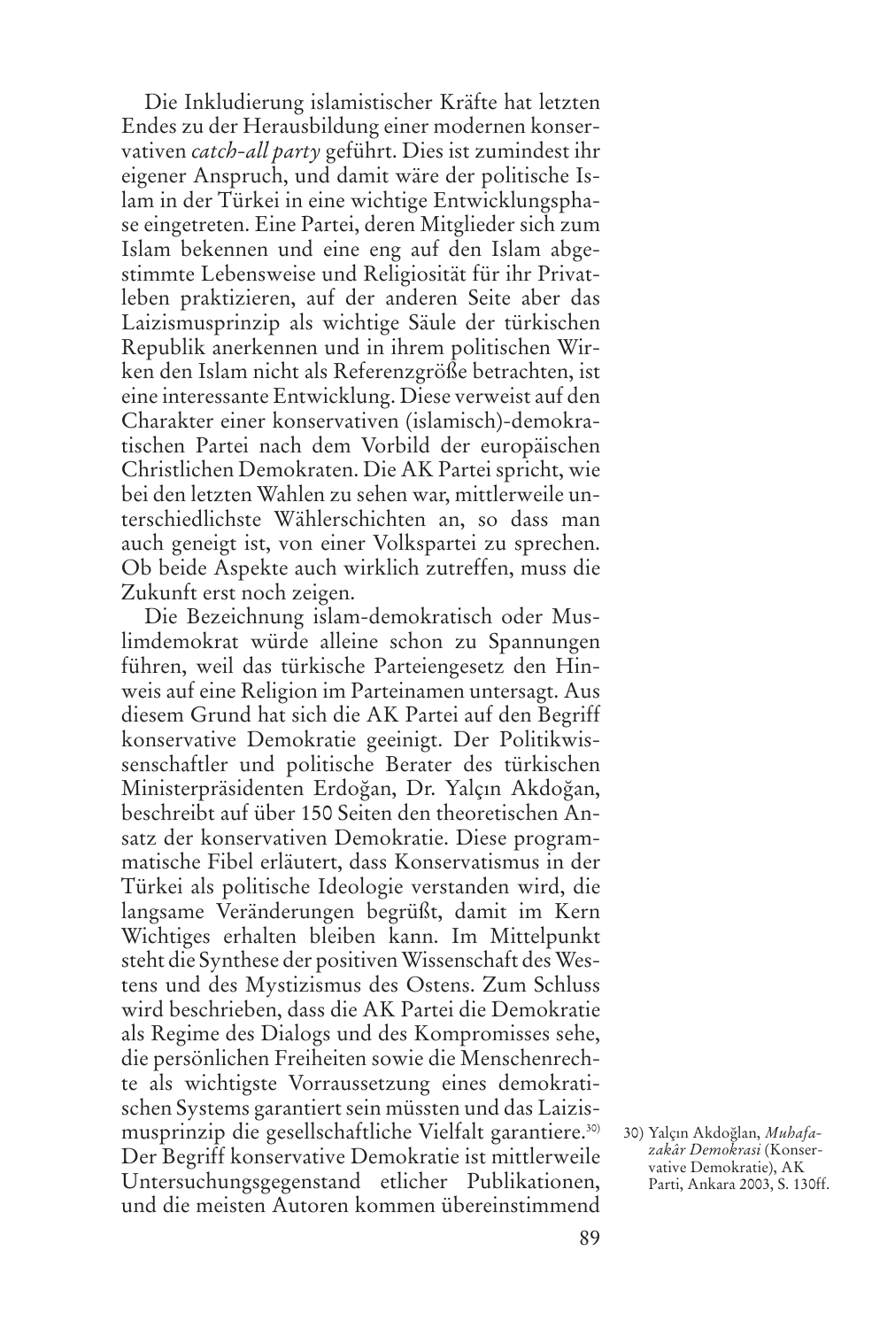Die Inkludierung islamistischer Kräfte hat letzten Endes zu der Herausbildung einer modernen konservativen *catch-all party* geführt. Dies ist zumindest ihr eigener Anspruch, und damit wäre der politische Islam in der Türkei in eine wichtige Entwicklungsphase eingetreten. Eine Partei, deren Mitglieder sich zum Islam bekennen und eine eng auf den Islam abgestimmte Lebensweise und Religiosität für ihr Privatleben praktizieren, auf der anderen Seite aber das Laizismusprinzip als wichtige Säule der türkischen Republik anerkennen und in ihrem politischen Wirken den Islam nicht als Referenzgröße betrachten, ist eine interessante Entwicklung. Diese verweist auf den Charakter einer konservativen (islamisch)-demokratischen Partei nach dem Vorbild der europäischen Christlichen Demokraten. Die AK Partei spricht, wie bei den letzten Wahlen zu sehen war, mittlerweile unterschiedlichste Wählerschichten an, so dass man auch geneigt ist, von einer Volkspartei zu sprechen. Ob beide Aspekte auch wirklich zutreffen, muss die Zukunft erst noch zeigen.

Die Bezeichnung islam-demokratisch oder Muslimdemokrat würde alleine schon zu Spannungen führen, weil das türkische Parteiengesetz den Hinweis auf eine Religion im Parteinamen untersagt. Aus diesem Grund hat sich die AK Partei auf den Begriff konservative Demokratie geeinigt. Der Politikwissenschaftler und politische Berater des türkischen Ministerpräsidenten Erdoğan, Dr. Yalçın Akdoğan, beschreibt auf über 150 Seiten den theoretischen Ansatz der konservativen Demokratie. Diese programmatische Fibel erläutert, dass Konservatismus in der Türkei als politische Ideologie verstanden wird, die langsame Veränderungen begrüßt, damit im Kern Wichtiges erhalten bleiben kann. Im Mittelpunkt steht die Synthese der positiven Wissenschaft des Westens und des Mystizismus des Ostens. Zum Schluss wird beschrieben, dass die AK Partei die Demokratie als Regime des Dialogs und des Kompromisses sehe, die persönlichen Freiheiten sowie die Menschenrechte als wichtigste Vorraussetzung eines demokratischen Systems garantiert sein müssten und das Laizismusprinzip die gesellschaftliche Vielfalt garantiere.[30] Der Begriff konservative Demokratie ist mittlerweile Untersuchungsgegenstand etlicher Publikationen, und die meisten Autoren kommen übereinstimmend

30) Yalçın Akdoğlan, *Muhafazakâr Demokrasi* (Konservative Demokratie), AK Parti, Ankara 2003, S. 130ff.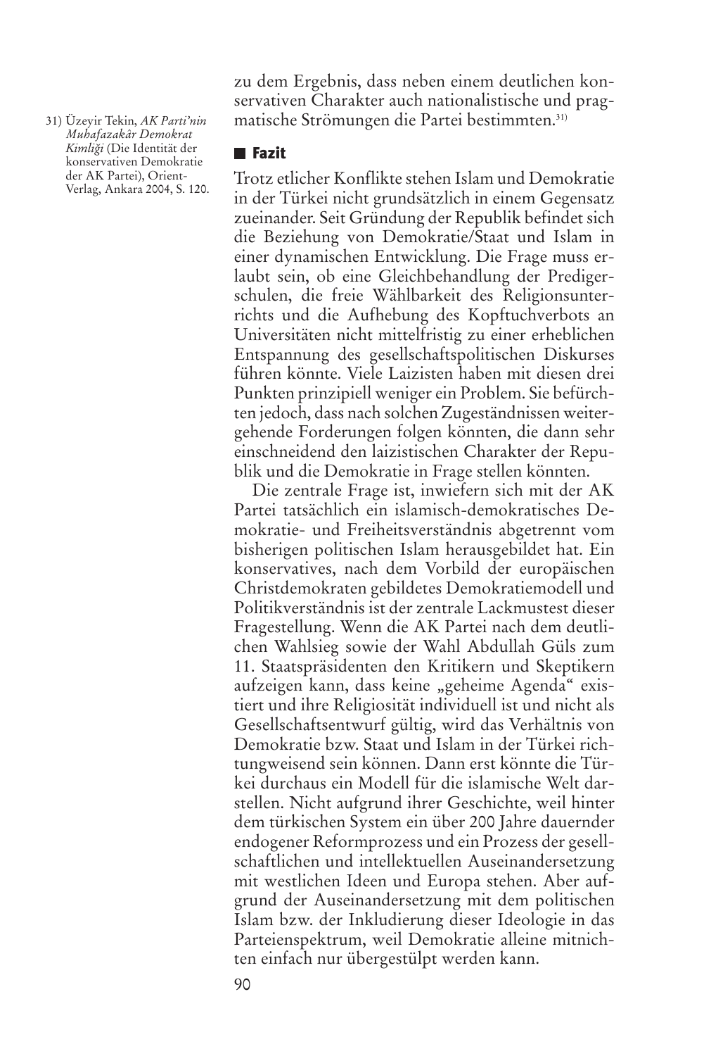zu dem Ergebnis, dass neben einem deutlichen konservativen Charakter auch nationalistische und pragmatische Strömungen die Partei bestimmten.[31]

## Fazit

Trotz etlicher Konflikte stehen Islam und Demokratie in der Türkei nicht grundsätzlich in einem Gegensatz zueinander. Seit Gründung der Republik befindet sich die Beziehung von Demokratie/Staat und Islam in einer dynamischen Entwicklung. Die Frage muss erlaubt sein, ob eine Gleichbehandlung der Predigerschulen, die freie Wählbarkeit des Religionsunterrichts und die Aufhebung des Kopftuchverbots an Universitäten nicht mittelfristig zu einer erheblichen Entspannung des gesellschaftspolitischen Diskurses führen könnte. Viele Laizisten haben mit diesen drei Punkten prinzipiell weniger ein Problem. Sie befürchten jedoch, dass nach solchen Zugeständnissen weitergehende Forderungen folgen könnten, die dann sehr einschneidend den laizistischen Charakter der Republik und die Demokratie in Frage stellen könnten.

Die zentrale Frage ist, inwiefern sich mit der AK Partei tatsächlich ein islamisch-demokratisches Demokratie- und Freiheitsverständnis abgetrennt vom bisherigen politischen Islam herausgebildet hat. Ein konservatives, nach dem Vorbild der europäischen Christdemokraten gebildetes Demokratiemodell und Politikverständnis ist der zentrale Lackmustest dieser Fragestellung. Wenn die AK Partei nach dem deutlichen Wahlsieg sowie der Wahl Abdullah Güls zum 11. Staatspräsidenten den Kritikern und Skeptikern aufzeigen kann, dass keine „geheime Agenda" existiert und ihre Religiosität individuell ist und nicht als Gesellschaftsentwurf gültig, wird das Verhältnis von Demokratie bzw. Staat und Islam in der Türkei richtungweisend sein können. Dann erst könnte die Türkei durchaus ein Modell für die islamische Welt darstellen. Nicht aufgrund ihrer Geschichte, weil hinter dem türkischen System ein über 200 Jahre dauernder endogener Reformprozess und ein Prozess der gesellschaftlichen und intellektuellen Auseinandersetzung mit westlichen Ideen und Europa stehen. Aber aufgrund der Auseinandersetzung mit dem politischen Islam bzw. der Inkludierung dieser Ideologie in das Parteienspektrum, weil Demokratie alleine mitnichten einfach nur übergestülpt werden kann.

---

31) Üzeyir Tekin, *AK Parti'nin Muhafazakâr Demokrat Kimliği* (Die Identität der konservativen Demokratie der AK Partei), Orient-Verlag, Ankara 2004, S. 120.